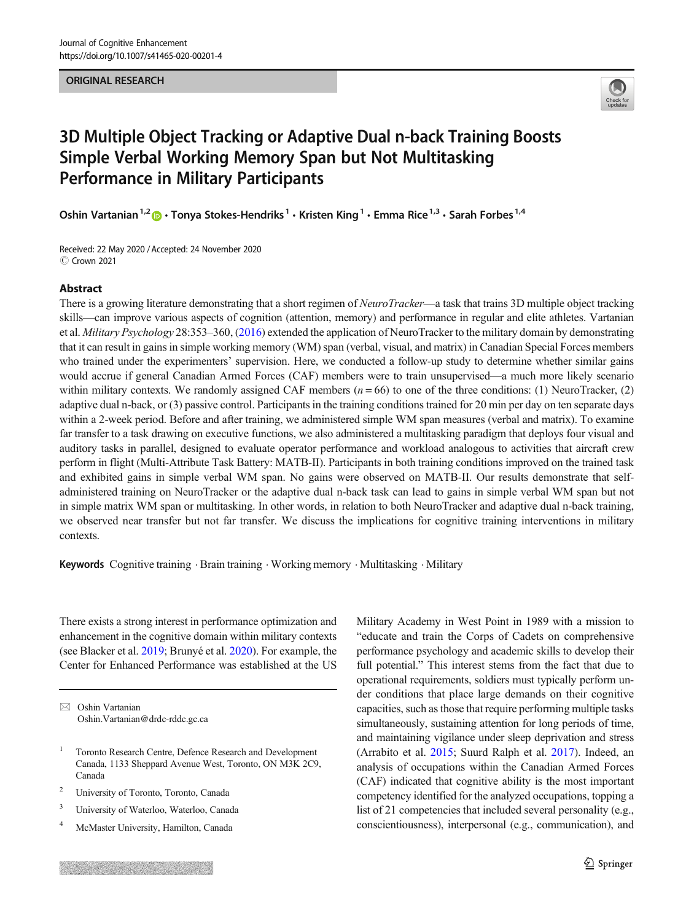ORIGINAL RESEARCH

# 3D Multiple Object Tracking or Adaptive Dual n-back Training Boosts Simple Verbal Working Memory Span but Not Multitasking Performance in Military Participants

Oshin Vartanian[1,2] · Tonya Stokes-Hendriks[1] · Kristen King[1] · Emma Rice[1,3] · Sarah Forbes[1,4]

Received: 22 May 2020 / Accepted: 24 November 2020
© Crown 2021

## Abstract

There is a growing literature demonstrating that a short regimen of *NeuroTracker*—a task that trains 3D multiple object tracking skills—can improve various aspects of cognition (attention, memory) and performance in regular and elite athletes. Vartanian et al. *Military Psychology* 28:353–360, (2016) extended the application of NeuroTracker to the military domain by demonstrating that it can result in gains in simple working memory (WM) span (verbal, visual, and matrix) in Canadian Special Forces members who trained under the experimenters' supervision. Here, we conducted a follow-up study to determine whether similar gains would accrue if general Canadian Armed Forces (CAF) members were to train unsupervised—a much more likely scenario within military contexts. We randomly assigned CAF members ($n = 66$) to one of the three conditions: (1) NeuroTracker, (2) adaptive dual n-back, or (3) passive control. Participants in the training conditions trained for 20 min per day on ten separate days within a 2-week period. Before and after training, we administered simple WM span measures (verbal and matrix). To examine far transfer to a task drawing on executive functions, we also administered a multitasking paradigm that deploys four visual and auditory tasks in parallel, designed to evaluate operator performance and workload analogous to activities that aircraft crew perform in flight (Multi-Attribute Task Battery: MATB-II). Participants in both training conditions improved on the trained task and exhibited gains in simple verbal WM span. No gains were observed on MATB-II. Our results demonstrate that self-administered training on NeuroTracker or the adaptive dual n-back task can lead to gains in simple verbal WM span but not in simple matrix WM span or multitasking. In other words, in relation to both NeuroTracker and adaptive dual n-back training, we observed near transfer but not far transfer. We discuss the implications for cognitive training interventions in military contexts.

**Keywords** Cognitive training · Brain training · Working memory · Multitasking · Military

There exists a strong interest in performance optimization and enhancement in the cognitive domain within military contexts (see Blacker et al. 2019; Brunyé et al. 2020). For example, the Center for Enhanced Performance was established at the US Military Academy in West Point in 1989 with a mission to "educate and train the Corps of Cadets on comprehensive performance psychology and academic skills to develop their full potential." This interest stems from the fact that due to operational requirements, soldiers must typically perform under conditions that place large demands on their cognitive capacities, such as those that require performing multiple tasks simultaneously, sustaining attention for long periods of time, and maintaining vigilance under sleep deprivation and stress (Arrabito et al. 2015; Suurd Ralph et al. 2017). Indeed, an analysis of occupations within the Canadian Armed Forces (CAF) indicated that cognitive ability is the most important competency identified for the analyzed occupations, topping a list of 21 competencies that included several personality (e.g., conscientiousness), interpersonal (e.g., communication), and

✉ Oshin Vartanian
Oshin.Vartanian@drdc-rddc.gc.ca

1 Toronto Research Centre, Defence Research and Development Canada, 1133 Sheppard Avenue West, Toronto, ON M3K 2C9, Canada

2 University of Toronto, Toronto, Canada

3 University of Waterloo, Waterloo, Canada

4 McMaster University, Hamilton, Canada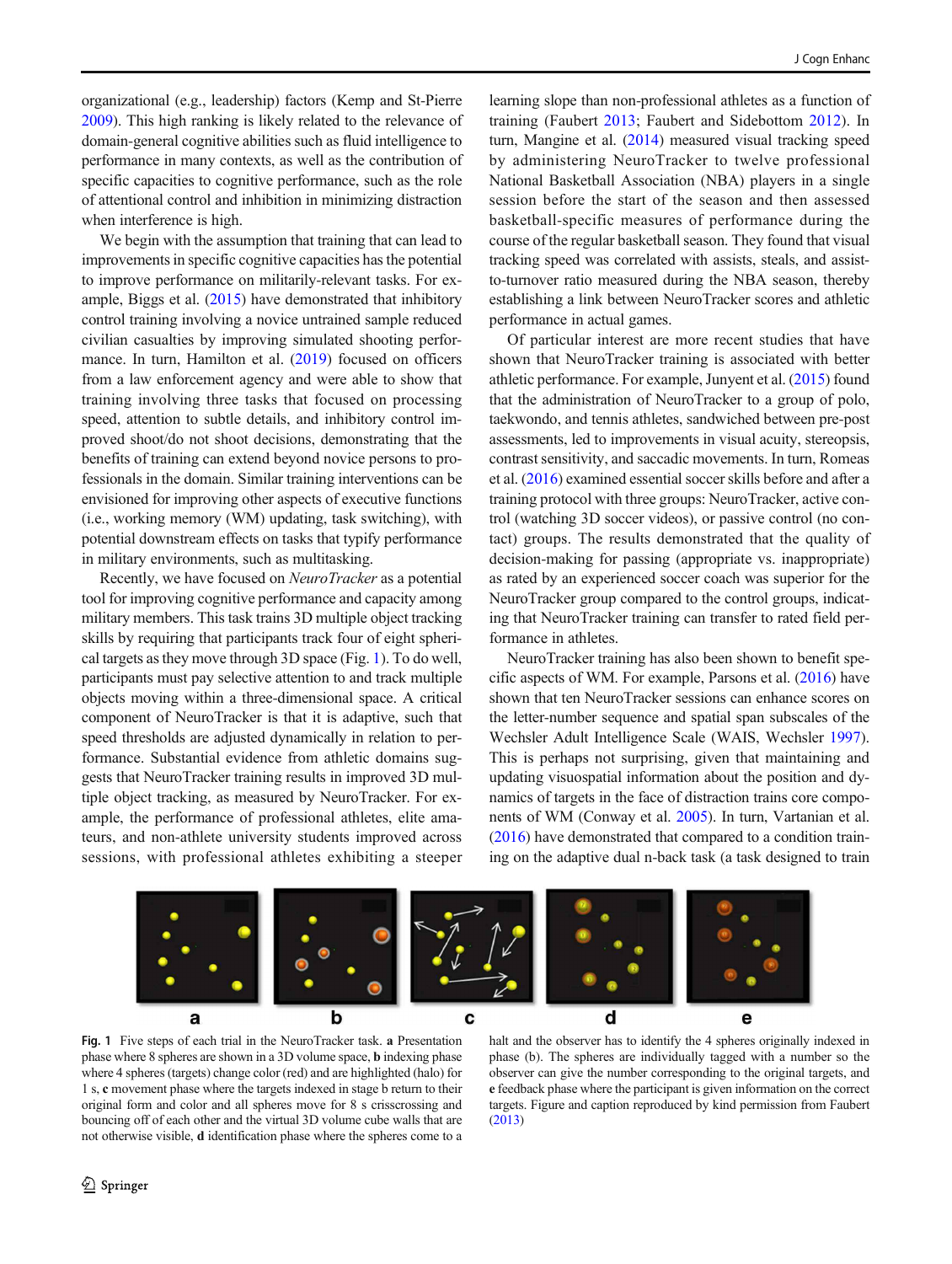organizational (e.g., leadership) factors (Kemp and St-Pierre 2009). This high ranking is likely related to the relevance of domain-general cognitive abilities such as fluid intelligence to performance in many contexts, as well as the contribution of specific capacities to cognitive performance, such as the role of attentional control and inhibition in minimizing distraction when interference is high.

We begin with the assumption that training that can lead to improvements in specific cognitive capacities has the potential to improve performance on militarily-relevant tasks. For example, Biggs et al. (2015) have demonstrated that inhibitory control training involving a novice untrained sample reduced civilian casualties by improving simulated shooting performance. In turn, Hamilton et al. (2019) focused on officers from a law enforcement agency and were able to show that training involving three tasks that focused on processing speed, attention to subtle details, and inhibitory control improved shoot/do not shoot decisions, demonstrating that the benefits of training can extend beyond novice persons to professionals in the domain. Similar training interventions can be envisioned for improving other aspects of executive functions (i.e., working memory (WM) updating, task switching), with potential downstream effects on tasks that typify performance in military environments, such as multitasking.

Recently, we have focused on *NeuroTracker* as a potential tool for improving cognitive performance and capacity among military members. This task trains 3D multiple object tracking skills by requiring that participants track four of eight spherical targets as they move through 3D space (Fig. 1). To do well, participants must pay selective attention to and track multiple objects moving within a three-dimensional space. A critical component of NeuroTracker is that it is adaptive, such that speed thresholds are adjusted dynamically in relation to performance. Substantial evidence from athletic domains suggests that NeuroTracker training results in improved 3D multiple object tracking, as measured by NeuroTracker. For example, the performance of professional athletes, elite amateurs, and non-athlete university students improved across sessions, with professional athletes exhibiting a steeper learning slope than non-professional athletes as a function of training (Faubert 2013; Faubert and Sidebottom 2012). In turn, Mangine et al. (2014) measured visual tracking speed by administering NeuroTracker to twelve professional National Basketball Association (NBA) players in a single session before the start of the season and then assessed basketball-specific measures of performance during the course of the regular basketball season. They found that visual tracking speed was correlated with assists, steals, and assist-to-turnover ratio measured during the NBA season, thereby establishing a link between NeuroTracker scores and athletic performance in actual games.

Of particular interest are more recent studies that have shown that NeuroTracker training is associated with better athletic performance. For example, Junyent et al. (2015) found that the administration of NeuroTracker to a group of polo, taekwondo, and tennis athletes, sandwiched between pre-post assessments, led to improvements in visual acuity, stereopsis, contrast sensitivity, and saccadic movements. In turn, Romeas et al. (2016) examined essential soccer skills before and after a training protocol with three groups: NeuroTracker, active control (watching 3D soccer videos), or passive control (no contact) groups. The results demonstrated that the quality of decision-making for passing (appropriate vs. inappropriate) as rated by an experienced soccer coach was superior for the NeuroTracker group compared to the control groups, indicating that NeuroTracker training can transfer to rated field performance in athletes.

NeuroTracker training has also been shown to benefit specific aspects of WM. For example, Parsons et al. (2016) have shown that ten NeuroTracker sessions can enhance scores on the letter-number sequence and spatial span subscales of the Wechsler Adult Intelligence Scale (WAIS, Wechsler 1997). This is perhaps not surprising, given that maintaining and updating visuospatial information about the position and dynamics of targets in the face of distraction trains core components of WM (Conway et al. 2005). In turn, Vartanian et al. (2016) have demonstrated that compared to a condition training on the adaptive dual n-back task (a task designed to train

**Fig. 1** Five steps of each trial in the NeuroTracker task. **a** Presentation phase where 8 spheres are shown in a 3D volume space, **b** indexing phase where 4 spheres (targets) change color (red) and are highlighted (halo) for 1 s, **c** movement phase where the targets indexed in stage b return to their original form and color and all spheres move for 8 s crisscrossing and bouncing off of each other and the virtual 3D volume cube walls that are not otherwise visible, **d** identification phase where the spheres come to a halt and the observer has to identify the 4 spheres originally indexed in phase (b). The spheres are individually tagged with a number so the observer can give the number corresponding to the original targets, and **e** feedback phase where the participant is given information on the correct targets. Figure and caption reproduced by kind permission from Faubert (2013)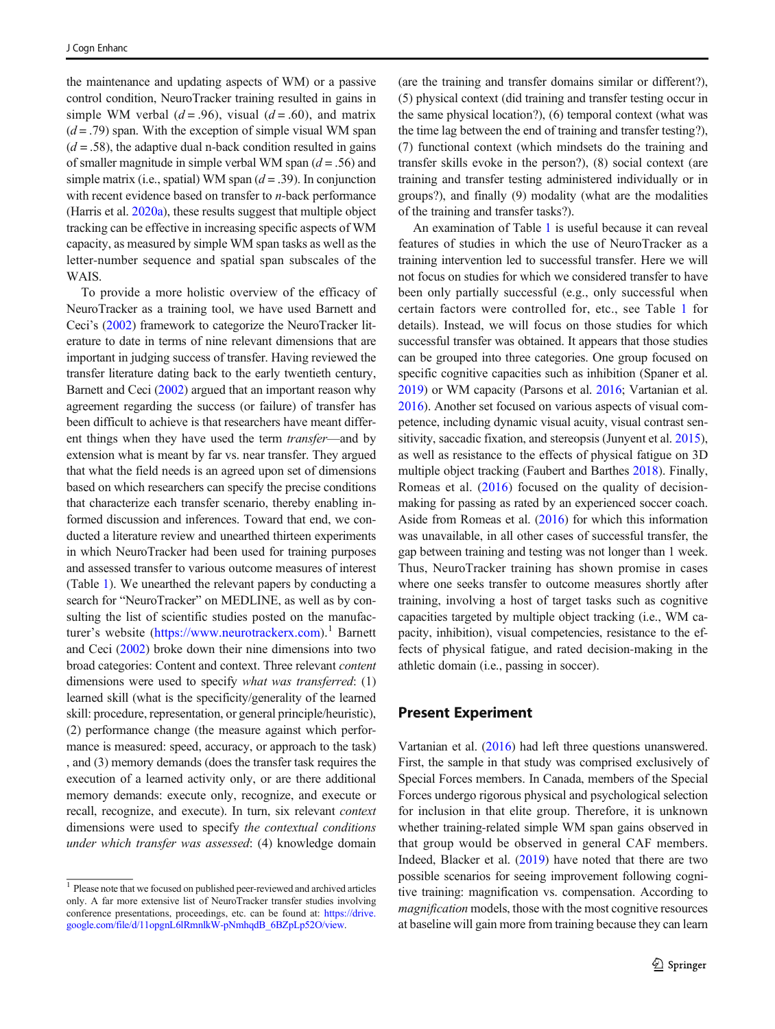the maintenance and updating aspects of WM) or a passive control condition, NeuroTracker training resulted in gains in simple WM verbal ($d = .96$), visual ($d = .60$), and matrix ($d = .79$) span. With the exception of simple visual WM span ($d = .58$), the adaptive dual n-back condition resulted in gains of smaller magnitude in simple verbal WM span ($d = .56$) and simple matrix (i.e., spatial) WM span ($d = .39$). In conjunction with recent evidence based on transfer to *n*-back performance (Harris et al. 2020a), these results suggest that multiple object tracking can be effective in increasing specific aspects of WM capacity, as measured by simple WM span tasks as well as the letter-number sequence and spatial span subscales of the WAIS.

To provide a more holistic overview of the efficacy of NeuroTracker as a training tool, we have used Barnett and Ceci's (2002) framework to categorize the NeuroTracker literature to date in terms of nine relevant dimensions that are important in judging success of transfer. Having reviewed the transfer literature dating back to the early twentieth century, Barnett and Ceci (2002) argued that an important reason why agreement regarding the success (or failure) of transfer has been difficult to achieve is that researchers have meant different things when they have used the term *transfer*—and by extension what is meant by far vs. near transfer. They argued that what the field needs is an agreed upon set of dimensions based on which researchers can specify the precise conditions that characterize each transfer scenario, thereby enabling informed discussion and inferences. Toward that end, we conducted a literature review and unearthed thirteen experiments in which NeuroTracker had been used for training purposes and assessed transfer to various outcome measures of interest (Table 1). We unearthed the relevant papers by conducting a search for "NeuroTracker" on MEDLINE, as well as by consulting the list of scientific studies posted on the manufacturer's website (https://www.neurotrackerx.com).[1] Barnett and Ceci (2002) broke down their nine dimensions into two broad categories: Content and context. Three relevant *content* dimensions were used to specify *what was transferred*: (1) learned skill (what is the specificity/generality of the learned skill: procedure, representation, or general principle/heuristic), (2) performance change (the measure against which performance is measured: speed, accuracy, or approach to the task), and (3) memory demands (does the transfer task requires the execution of a learned activity only, or are there additional memory demands: execute only, recognize, and execute or recall, recognize, and execute). In turn, six relevant *context* dimensions were used to specify *the contextual conditions under which transfer was assessed*: (4) knowledge domain (are the training and transfer domains similar or different?), (5) physical context (did training and transfer testing occur in the same physical location?), (6) temporal context (what was the time lag between the end of training and transfer testing?), (7) functional context (which mindsets do the training and transfer skills evoke in the person?), (8) social context (are training and transfer testing administered individually or in groups?), and finally (9) modality (what are the modalities of the training and transfer tasks?).

An examination of Table 1 is useful because it can reveal features of studies in which the use of NeuroTracker as a training intervention led to successful transfer. Here we will not focus on studies for which we considered transfer to have been only partially successful (e.g., only successful when certain factors were controlled for, etc., see Table 1 for details). Instead, we will focus on those studies for which successful transfer was obtained. It appears that those studies can be grouped into three categories. One group focused on specific cognitive capacities such as inhibition (Spaner et al. 2019) or WM capacity (Parsons et al. 2016; Vartanian et al. 2016). Another set focused on various aspects of visual competence, including dynamic visual acuity, visual contrast sensitivity, saccadic fixation, and stereopsis (Junyent et al. 2015), as well as resistance to the effects of physical fatigue on 3D multiple object tracking (Faubert and Barthes 2018). Finally, Romeas et al. (2016) focused on the quality of decision-making for passing as rated by an experienced soccer coach. Aside from Romeas et al. (2016) for which this information was unavailable, in all other cases of successful transfer, the gap between training and testing was not longer than 1 week. Thus, NeuroTracker training has shown promise in cases where one seeks transfer to outcome measures shortly after training, involving a host of target tasks such as cognitive capacities targeted by multiple object tracking (i.e., WM capacity, inhibition), visual competencies, resistance to the effects of physical fatigue, and rated decision-making in the athletic domain (i.e., passing in soccer).

## Present Experiment

Vartanian et al. (2016) had left three questions unanswered. First, the sample in that study was comprised exclusively of Special Forces members. In Canada, members of the Special Forces undergo rigorous physical and psychological selection for inclusion in that elite group. Therefore, it is unknown whether training-related simple WM span gains observed in that group would be observed in general CAF members. Indeed, Blacker et al. (2019) have noted that there are two possible scenarios for seeing improvement following cognitive training: magnification vs. compensation. According to *magnification* models, those with the most cognitive resources at baseline will gain more from training because they can learn

[1] Please note that we focused on published peer-reviewed and archived articles only. A far more extensive list of NeuroTracker transfer studies involving conference presentations, proceedings, etc. can be found at: https://drive.google.com/file/d/11opgnL6lRmnlkW-pNmhqdB_6BZpLp52O/view.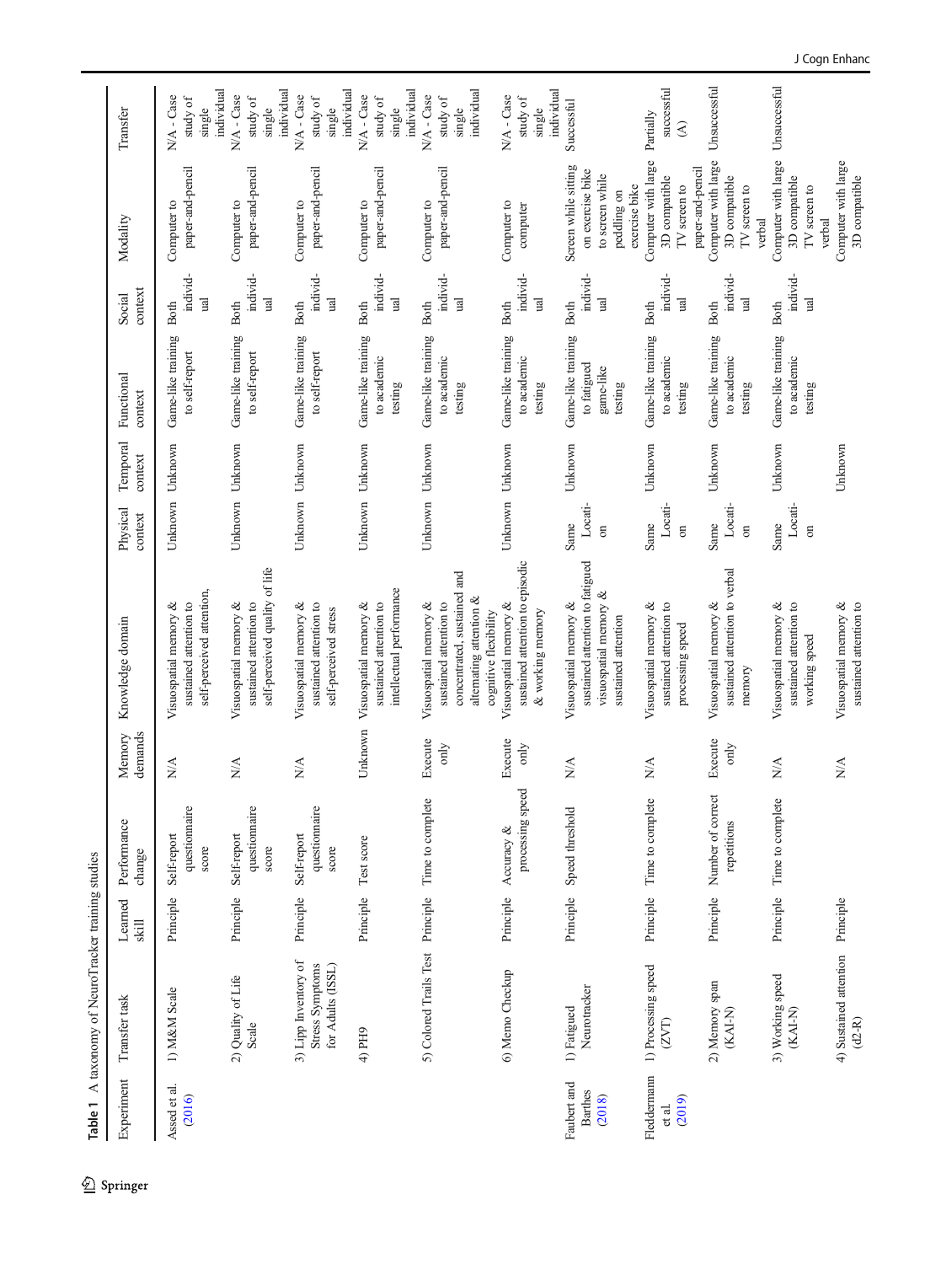**Table 1** A taxonomy of NeuroTracker training studies

| Experiment | Transfer task | Learned skill | Performance change | Memory demands | Knowledge domain | Physical context | Temporal context | Functional context | Social context | Modality | Transfer |
|---|---|---|---|---|---|---|---|---|---|---|---|
| Assed et al. (2016) | 1) M&M Scale | Principle | Self-report questionnaire score | N/A | Visuospatial memory & sustained attention to self-perceived attention, | Unknown | Unknown | Game-like training to self-report | Both individual | Computer to paper-and-pencil | N/A - Case study of single individual |
| | 2) Quality of Life Scale | Principle | Self-report questionnaire score | N/A | Visuospatial memory & sustained attention to self-perceived quality of life | Unknown | Unknown | Game-like training to self-report | Both individual | Computer to paper-and-pencil | N/A - Case study of single individual |
| | 3) Lipp Inventory of Stress Symptoms for Adults (ISSL) | Principle | Self-report questionnaire score | N/A | Visuospatial memory & sustained attention to self-perceived stress | Unknown | Unknown | Game-like training to self-report | Both individual | Computer to paper-and-pencil | N/A - Case study of single individual |
| | 4) PH9 | Principle | Test score | Unknown | Visuospatial memory & sustained attention to intellectual performance | Unknown | Unknown | Game-like training to academic testing | Both individual | Computer to paper-and-pencil | N/A - Case study of single individual |
| | 5) Colored Trails Test | Principle | Time to complete | Execute only | Visuospatial memory & sustained attention to concentrated, sustained and alternating attention & cognitive flexibility | Unknown | Unknown | Game-like training to academic testing | Both individual | Computer to paper-and-pencil | N/A - Case study of single individual |
| | 6) Memo Checkup | Principle | Accuracy & processing speed | Execute only | Visuospatial memory & sustained attention to episodic & working memory | Unknown | Unknown | Game-like training to academic testing | Both individual | Computer to computer | N/A - Case study of single individual |
| Faubert and Barthes (2018) | 1) Fatigued Neurotracker | Principle | Speed threshold | N/A | Visuospatial memory & sustained attention to fatigued visuospatial memory & sustained attention | Same Location | Unknown | Game-like training to fatigued game-like testing | Both individual | Screen while sitting on exercise bike to screen while peddling on exercise bike | Successful |
| Fleddermann et al. (2019) | 1) Processing speed (ZVT) | Principle | Time to complete | N/A | Visuospatial memory & sustained attention to processing speed | Same Location | Unknown | Game-like training to academic testing | Both individual | Computer with large 3D compatible TV screen to paper-and-pencil | Partially successful (A) |
| | 2) Memory span (KAI-N) | Principle | Number of correct repetitions | Execute only | Visuospatial memory & sustained attention to verbal memory | Same Location | Unknown | Game-like training to academic testing | Both individual | Computer with large 3D compatible TV screen to verbal | Unsuccessful |
| | 3) Working speed (KAI-N) | Principle | Time to complete | N/A | Visuospatial memory & sustained attention to working speed | Same Location | Unknown | Game-like training to academic testing | Both individual | Computer with large 3D compatible TV screen to verbal | Unsuccessful |
| | 4) Sustained attention (d2-R) | Principle | | N/A | Visuospatial memory & sustained attention to | | Unknown | | | Computer with large 3D compatible | |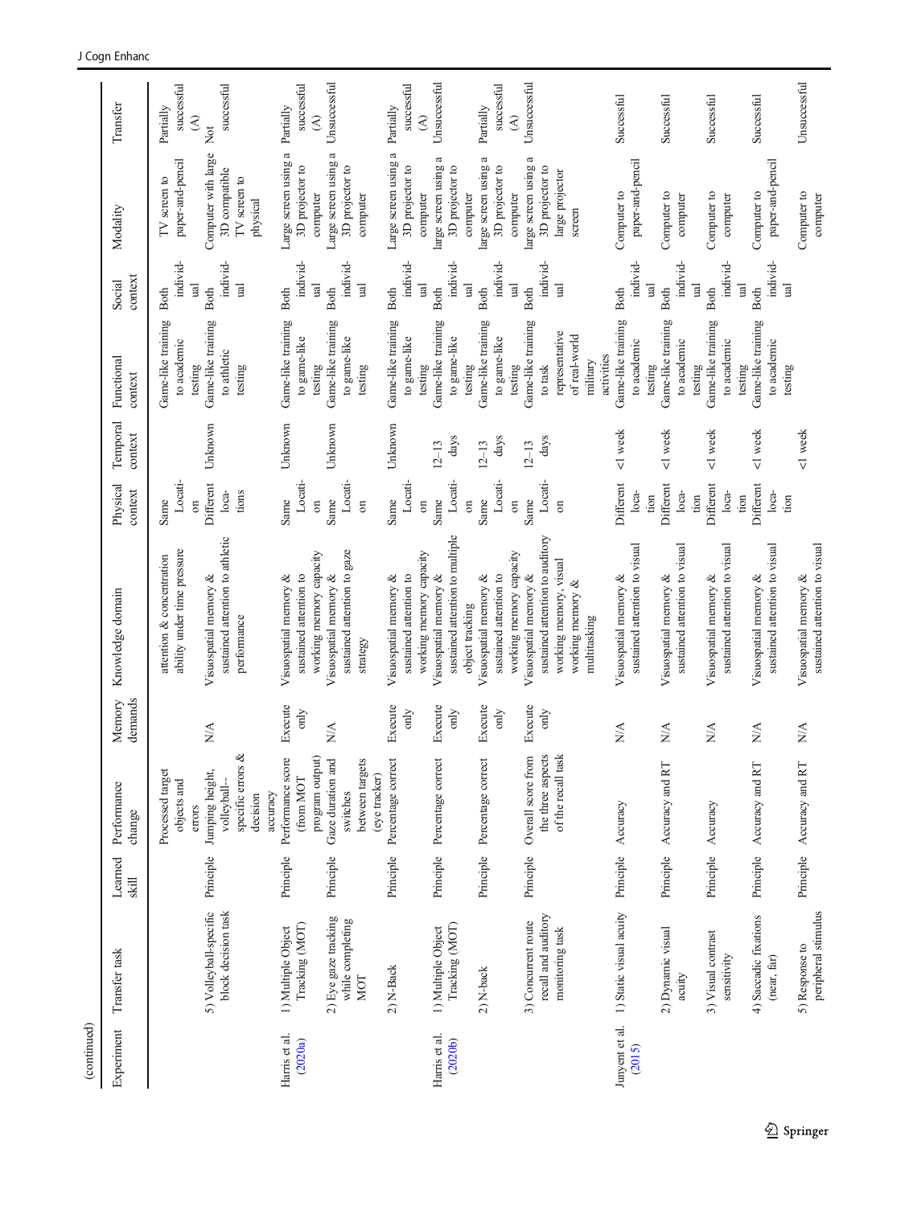(continued)

| Experiment | Transfer task | Learned skill | Performance change | Memory demands | Knowledge domain | Physical context | Temporal context | Functional context | Social context | Modality | Transfer |
|---|---|---|---|---|---|---|---|---|---|---|---|
| | | | Processed target objects and errors | | attention & concentration ability under time pressure | Same Location | | Game-like training to academic testing | Both individual | TV screen to paper-and-pencil | Partially successful (A) |
| | 5) Volleyball-specific block decision task | Principle | Jumping height, volleyball-specific errors & decision accuracy | N/A | Visuospatial memory & sustained attention to athletic performance | Different locations | Unknown | Game-like training to athletic testing | Both individual | Computer with large 3D compatible TV screen to physical | Not successful |
| Harris et al. (2020a) | 1) Multiple Object Tracking (MOT) | Principle | Performance score (from MOT program output) | Execute only | Visuospatial memory & sustained attention to working memory capacity | Same Location | Unknown | Game-like training to game-like testing | Both individual | Large screen using a 3D projector to computer | Partially successful (A) |
| | 2) Eye gaze tracking while completing MOT | Principle | Gaze duration and switches between targets (eye tracker) | N/A | Visuospatial memory & sustained attention to gaze strategy | Same Location | Unknown | Game-like training to game-like testing | Both individual | Large screen using a 3D projector to computer | Unsuccessful |
| | 2) N-Back | Principle | Percentage correct | Execute only | Visuospatial memory & sustained attention to working memory capacity | Same Location | Unknown | Game-like training to game-like testing | Both individual | Large screen using a 3D projector to computer | Partially successful (A) |
| Harris et al. (2020b) | 1) Multiple Object Tracking (MOT) | Principle | Percentage correct | Execute only | Visuospatial memory & sustained attention to multiple object tracking | Same Location | 12–13 days | Game-like training to game-like testing | Both individual | large screen using a 3D projector to computer | Unsuccessful |
| | 2) N-back | Principle | Percentage correct | Execute only | Visuospatial memory & sustained attention to working memory capacity | Same Location | 12–13 days | Game-like training to game-like testing | Both individual | large screen using a 3D projector to computer | Partially successful (A) |
| | 3) Concurrent route recall and auditory monitoring task | Principle | Overall score from the three aspects of the recall task | Execute only | Visuospatial memory & sustained attention to auditory working memory, visual working memory & multitasking | Same Location | 12–13 days | Game-like training to task representative of real-world military activities | Both individual | large screen using a 3D projector to large projector screen | Unsuccessful |
| Junyent et al. (2015) | 1) Static visual acuity | Principle | Accuracy | N/A | Visuospatial memory & sustained attention to visual | Different location | <1 week | Game-like training to academic testing | Both individual | Computer to paper-and-pencil | Successful |
| | 2) Dynamic visual acuity | Principle | Accuracy and RT | N/A | Visuospatial memory & sustained attention to visual | Different location | <1 week | Game-like training to academic testing | Both individual | Computer to computer | Successful |
| | 3) Visual contrast sensitivity | Principle | Accuracy | N/A | Visuospatial memory & sustained attention to visual | Different location | <1 week | Game-like training to academic testing | Both individual | Computer to computer | Successful |
| | 4) Saccadic fixations (near, far) | Principle | Accuracy and RT | N/A | Visuospatial memory & sustained attention to visual | Different location | <1 week | Game-like training to academic testing | Both individual | Computer to paper-and-pencil | Successful |
| | 5) Response to peripheral stimulus | Principle | Accuracy and RT | N/A | Visuospatial memory & sustained attention to visual | | <1 week | | | Computer to computer | Unsuccessful |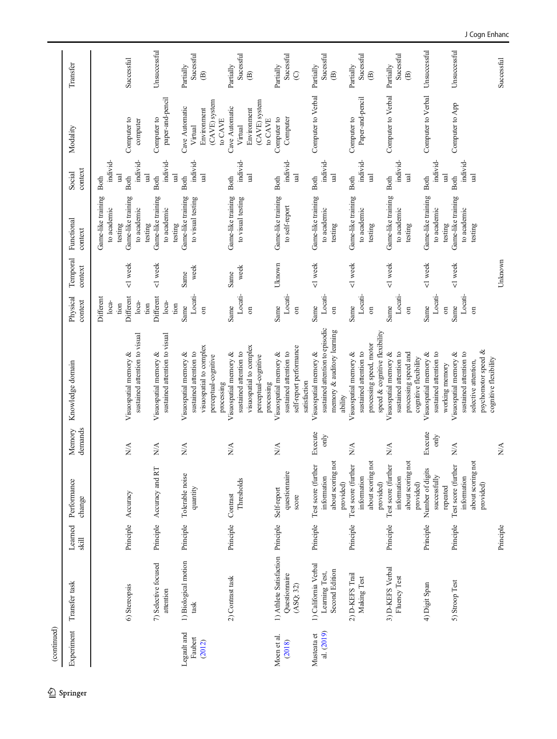(continued)

| Experiment | Transfer task | Learned skill | Performance change | Memory demands | Knowledge domain | Physical context | Temporal context | Functional context | Social context | Modality | Transfer |
|---|---|---|---|---|---|---|---|---|---|---|---|
| | | | | | | Different location | | Game-like training to academic testing | Both individual | | |
| | 6) Stereopsis | Principle | Accuracy | N/A | Visuospatial memory & sustained attention to visual | Different location | <1 week | Game-like training to academic testing | Both individual | Computer to computer | Successful |
| | 7) Selective focused attention | Principle | Accuracy and RT | N/A | Visuospatial memory & sustained attention to visual | Different location | <1 week | Game-like training to academic testing | Both individual | Computer to paper-and-pencil | Unsuccessful |
| Legault and Faubert (2012) | 1) Biological motion task | Principle | Tolerable noise quantity | N/A | Visuospatial memory & sustained attention to visuospatial to complex perceptual-cognitive processing | Same Location | Same week | Game-like training to visual testing | Both individual | Cave Automatic Virtual Environment (CAVE) system to CAVE | Partially Sucessful (B) |
| | 2) Contrast task | Principle | Contrast Thresholds | N/A | Visuospatial memory & sustained attention to visuospatial to complex perceptual-cognitive processing | Same Location | Same week | Game-like training to visual testing | Both individual | Cave Automatic Virtual Environment (CAVE) system to CAVE | Partially Sucessful (B) |
| Moen et al. (2018) | 1) Athlete Satisfaction Questionnaire (ASQ; 32) | Principle | Self-report questionnaire score | N/A | Visuospatial memory & sustained attention to self-report performance satisfaction | Same Location | Unknown | Game-like training to self-report | Both individual | Computer to Computer | Partially Sucessful (C) |
| Musteata et al. (2019) | 1) California Verbal Learning Test, Second Edition | Principle | Test score (further information about scoring not provided) | Execute only | Visuospatial memory & sustained attention to episodic memory & auditory learning ability | Same Location | <1 week | Game-like training to academic testing | Both individual | Computer to Verbal | Partially Sucessful (B) |
| | 2) D-KEFS Trail Making Test | Principle | Test score (further information about scoring not provided) | N/A | Visuospatial memory & sustained attention to processing speed, motor speed & cognitive flexibility | Same Location | <1 week | Game-like training to academic testing | Both individual | Computer to Paper-and-pencil | Partially Sucessful (B) |
| | 3) D-KEFS Verbal Fluency Test | Principle | Test score (further information about scoring not provided) | N/A | Visuospatial memory & sustained attention to processing speed and cognitive flexibility | Same Location | <1 week | Game-like training to academic testing | Both individual | Computer to Verbal | Partially Sucessful (B) |
| | 4) Digit Span | Principle | Number of digits successfully repeated | Execute only | Visuospatial memory & sustained attention to working memory | Same Location | <1 week | Game-like training to academic testing | Both individual | Computer to Verbal | Unsuccessful |
| | 5) Stroop Test | Principle | Test score (further information about scoring not provided) | N/A | Visuospatial memory & sustained attention to selective attention, psychomotor speed & cognitive flexibility | Same Location | <1 week | Game-like training to academic testing | Both individual | Computer to App | Unsuccessful |
| | | Principle | | N/A | | | Unknown | | | | Successful |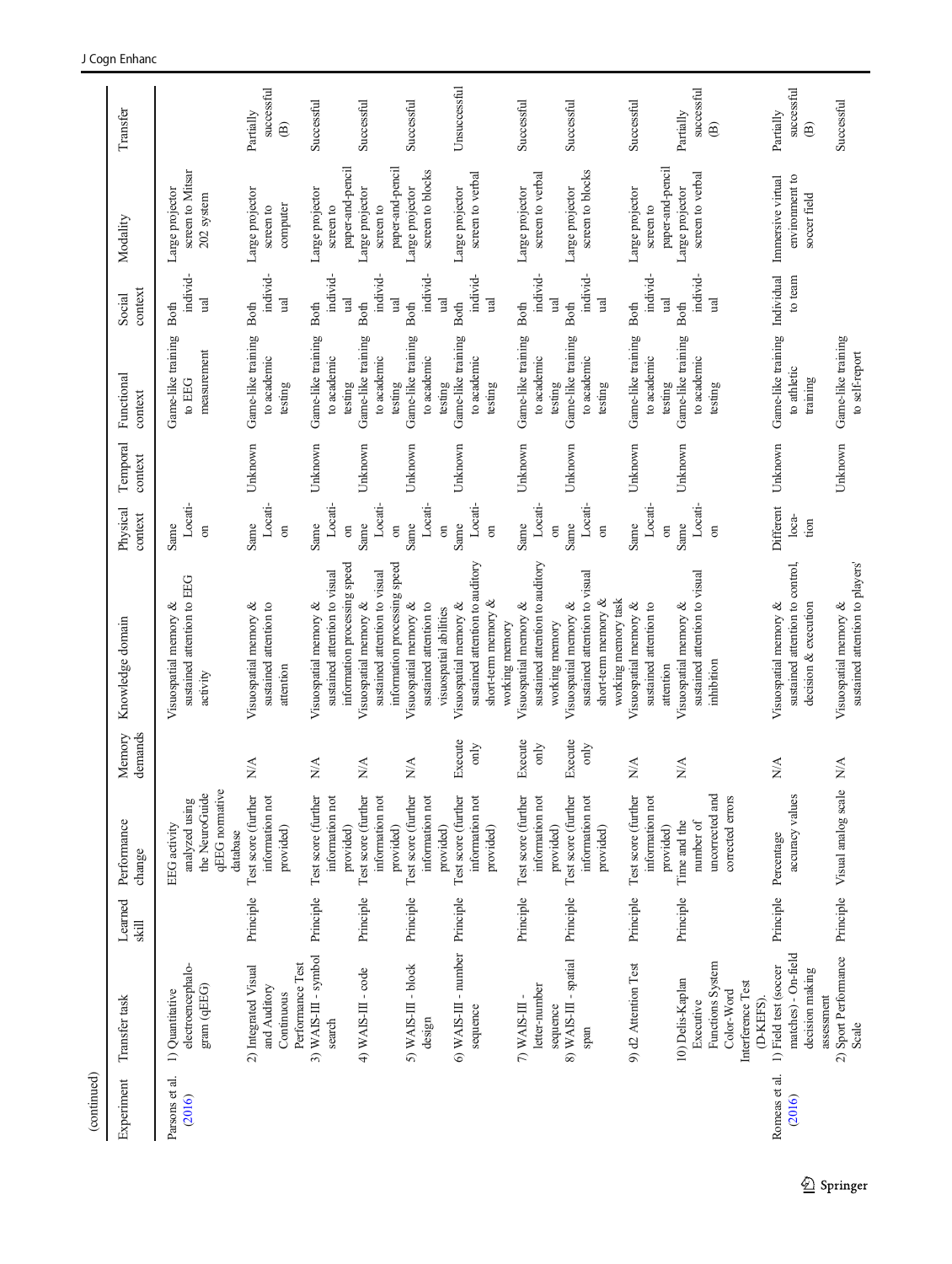(continued)

| Experiment | Transfer task | Learned skill | Performance change | Memory demands | Knowledge domain | Physical context | Temporal context | Functional context | Social context | Modality | Transfer |
|---|---|---|---|---|---|---|---|---|---|---|---|
| Parsons et al. (2016) | 1) Quantitative electroencephalogram (qEEG) | | EEG activity analyzed using the NeuroGuide qEEG normative database | | Visuospatial memory & sustained attention to EEG activity | Same Location | | Game-like training to EEG measurement | Both individual | Large projector screen to Mitsar 202 system | |
| | 2) Integrated Visual and Auditory Continuous Performance Test | Principle | Test score (further information not provided) | N/A | Visuospatial memory & sustained attention to attention | Same Location | Unknown | Game-like training to academic testing | Both individual | Large projector screen to computer | Partially successful (B) |
| | 3) WAIS-III - symbol search | Principle | Test score (further information not provided) | N/A | Visuospatial memory & sustained attention to visual information processing speed | Same Location | Unknown | Game-like training to academic testing | Both individual | Large projector screen to paper-and-pencil | Successful |
| | 4) WAIS-III - code | Principle | Test score (further information not provided) | N/A | Visuospatial memory & sustained attention to visual information processing speed | Same Location | Unknown | Game-like training to academic testing | Both individual | Large projector screen to paper-and-pencil | Successful |
| | 5) WAIS-III - block design | Principle | Test score (further information not provided) | N/A | Visuospatial memory & sustained attention to visuospatial abilities | Same Location | Unknown | Game-like training to academic testing | Both individual | Large projector screen to blocks | Successful |
| | 6) WAIS-III - number sequence | Principle | Test score (further information not provided) | Execute only | Visuospatial memory & sustained attention to auditory short-term memory & working memory | Same Location | Unknown | Game-like training to academic testing | Both individual | Large projector screen to verbal | Unsuccessful |
| | 7) WAIS-III - letter-number sequence | Principle | Test score (further information not provided) | Execute only | Visuospatial memory & sustained attention to auditory working memory | Same Location | Unknown | Game-like training to academic testing | Both individual | Large projector screen to verbal | Successful |
| | 8) WAIS-III - spatial span | Principle | Test score (further information not provided) | Execute only | Visuospatial memory & sustained attention to visual short-term memory & working memory task | Same Location | Unknown | Game-like training to academic testing | Both individual | Large projector screen to blocks | Successful |
| | 9) d2 Attention Test | Principle | Test score (further information not provided) | N/A | Visuospatial memory & sustained attention to attention | Same Location | Unknown | Game-like training to academic testing | Both individual | Large projector screen to paper-and-pencil | Successful |
| | 10) Delis-Kaplan Executive Functions System Color-Word Interference Test (D-KEFS). | Principle | Time and the number of uncorrected and corrected errors | N/A | Visuospatial memory & sustained attention to visual inhibition | Same Location | Unknown | Game-like training to academic testing | Both individual | Large projector screen to verbal | Partially successful (B) |
| Romeas et al. (2016) | 1) Field test (soccer matches) - On-field decision making assessment | Principle | Percentage accuracy values | N/A | Visuospatial memory & sustained attention to control, decision & execution | Different location | Unknown | Game-like training to athletic training | Individual to team | Immersive virtual environment to soccer field | Partially successful (B) |
| | 2) Sport Performance Scale | Principle | Visual analog scale | N/A | Visuospatial memory & sustained attention to players' | | Unknown | Game-like training to self-report | | | Successful |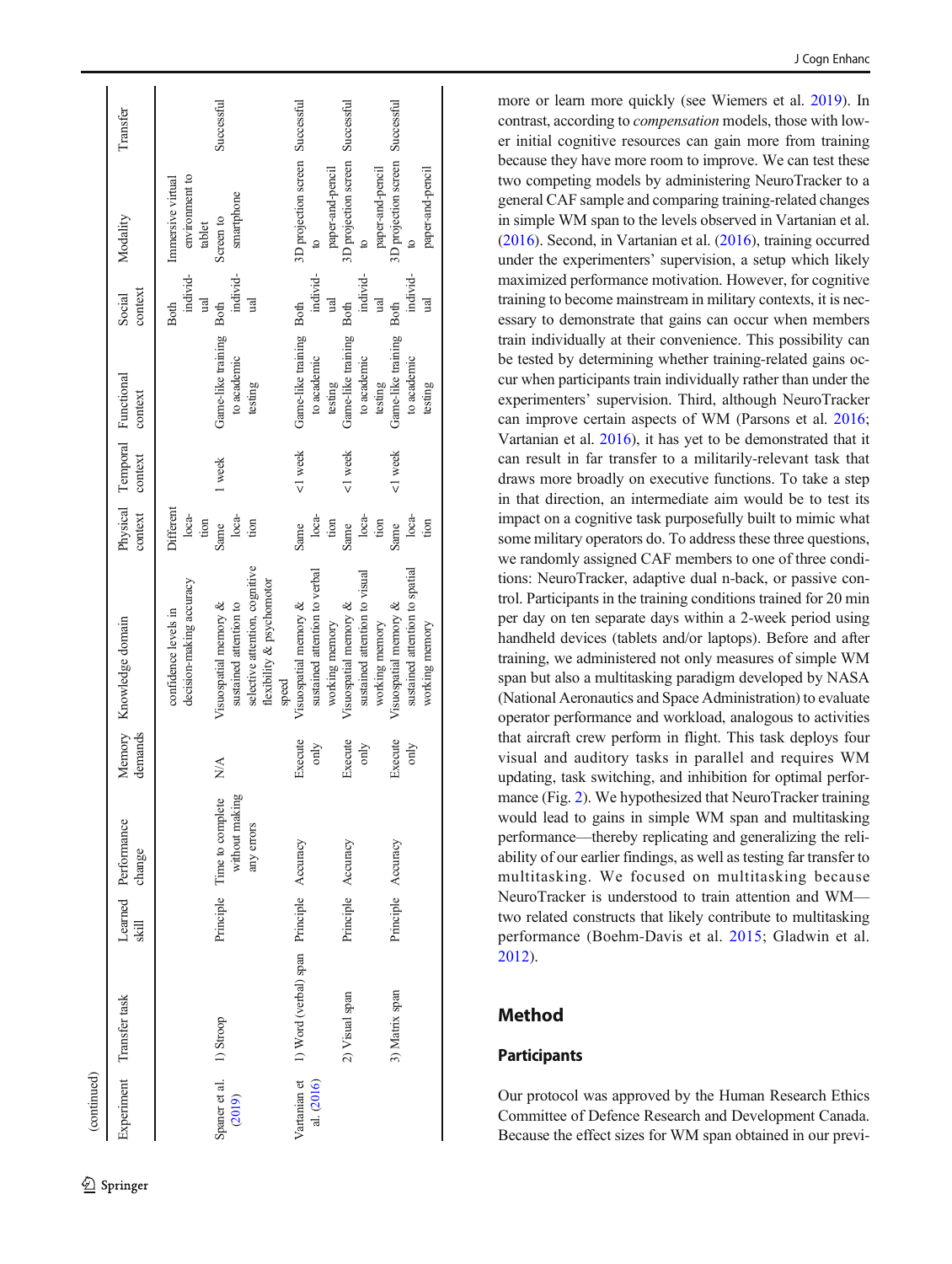(continued)

| Experiment | Transfer task | Learned skill | Performance change | Memory demands | Knowledge domain | Physical context | Temporal context | Functional context | Social context | Modality | Transfer |
|---|---|---|---|---|---|---|---|---|---|---|---|
| | | | | | confidence levels in decision-making accuracy | Different location | | | Both individual | Immersive virtual environment to tablet | |
| Spaner et al. (2019) | 1) Stroop | Principle | Time to complete without making any errors | N/A | Visuospatial memory & sustained attention to selective attention, cognitive flexibility & psychomotor speed | Same location | 1 week | Game-like training to academic testing | Both individual | Screen to smartphone | Successful |
| Vartanian et al. (2016) | 1) Word (verbal) span | Principle | Accuracy | Execute only | Visuospatial memory & sustained attention to verbal working memory | Same location | <1 week | Game-like training to academic testing | Both individual | 3D projection screen to paper-and-pencil | Successful |
| | 2) Visual span | Principle | Accuracy | Execute only | Visuospatial memory & sustained attention to visual working memory | Same location | <1 week | Game-like training to academic testing | Both individual | 3D projection screen to paper-and-pencil | Successful |
| | 3) Matrix span | Principle | Accuracy | Execute only | Visuospatial memory & sustained attention to spatial working memory | Same location | <1 week | Game-like training to academic testing | Both individual | 3D projection screen to paper-and-pencil | Successful |

more or learn more quickly (see Wiemers et al. 2019). In contrast, according to *compensation* models, those with lower initial cognitive resources can gain more from training because they have more room to improve. We can test these two competing models by administering NeuroTracker to a general CAF sample and comparing training-related changes in simple WM span to the levels observed in Vartanian et al. (2016). Second, in Vartanian et al. (2016), training occurred under the experimenters' supervision, a setup which likely maximized performance motivation. However, for cognitive training to become mainstream in military contexts, it is necessary to demonstrate that gains can occur when members train individually at their convenience. This possibility can be tested by determining whether training-related gains occur when participants train individually rather than under the experimenters' supervision. Third, although NeuroTracker can improve certain aspects of WM (Parsons et al. 2016; Vartanian et al. 2016), it has yet to be demonstrated that it can result in far transfer to a militarily-relevant task that draws more broadly on executive functions. To take a step in that direction, an intermediate aim would be to test its impact on a cognitive task purposefully built to mimic what some military operators do. To address these three questions, we randomly assigned CAF members to one of three conditions: NeuroTracker, adaptive dual n-back, or passive control. Participants in the training conditions trained for 20 min per day on ten separate days within a 2-week period using handheld devices (tablets and/or laptops). Before and after training, we administered not only measures of simple WM span but also a multitasking paradigm developed by NASA (National Aeronautics and Space Administration) to evaluate operator performance and workload, analogous to activities that aircraft crew perform in flight. This task deploys four visual and auditory tasks in parallel and requires WM updating, task switching, and inhibition for optimal performance (Fig. 2). We hypothesized that NeuroTracker training would lead to gains in simple WM span and multitasking performance—thereby replicating and generalizing the reliability of our earlier findings, as well as testing far transfer to multitasking. We focused on multitasking because NeuroTracker is understood to train attention and WM—two related constructs that likely contribute to multitasking performance (Boehm-Davis et al. 2015; Gladwin et al. 2012).

## Method

### Participants

Our protocol was approved by the Human Research Ethics Committee of Defence Research and Development Canada. Because the effect sizes for WM span obtained in our previ-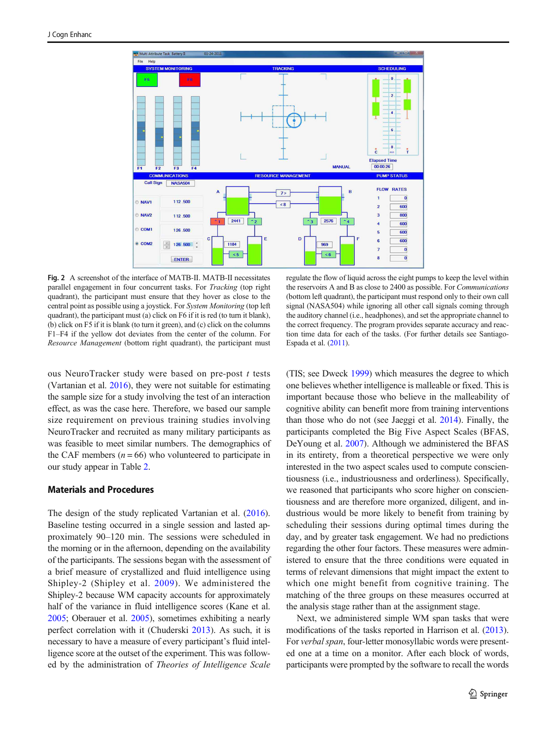**Fig. 2** A screenshot of the interface of MATB-II. MATB-II necessitates parallel engagement in four concurrent tasks. For *Tracking* (top right quadrant), the participant must ensure that they hover as close to the central point as possible using a joystick. For *System Monitoring* (top left quadrant), the participant must (a) click on F6 if it is red (to turn it blank), (b) click on F5 if it is blank (to turn it green), and (c) click on the columns F1–F4 if the yellow dot deviates from the center of the column. For *Resource Management* (bottom right quadrant), the participant must regulate the flow of liquid across the eight pumps to keep the level within the reservoirs A and B as close to 2400 as possible. For *Communications* (bottom left quadrant), the participant must respond only to their own call signal (NASA504) while ignoring all other call signals coming through the auditory channel (i.e., headphones), and set the appropriate channel to the correct frequency. The program provides separate accuracy and reaction time data for each of the tasks. (For further details see Santiago-Espada et al. (2011).

ous NeuroTracker study were based on pre-post *t* tests (Vartanian et al. 2016), they were not suitable for estimating the sample size for a study involving the test of an interaction effect, as was the case here. Therefore, we based our sample size requirement on previous training studies involving NeuroTracker and recruited as many military participants as was feasible to meet similar numbers. The demographics of the CAF members ($n = 66$) who volunteered to participate in our study appear in Table 2.

## Materials and Procedures

The design of the study replicated Vartanian et al. (2016). Baseline testing occurred in a single session and lasted approximately 90–120 min. The sessions were scheduled in the morning or in the afternoon, depending on the availability of the participants. The sessions began with the assessment of a brief measure of crystallized and fluid intelligence using Shipley-2 (Shipley et al. 2009). We administered the Shipley-2 because WM capacity accounts for approximately half of the variance in fluid intelligence scores (Kane et al. 2005; Oberauer et al. 2005), sometimes exhibiting a nearly perfect correlation with it (Chuderski 2013). As such, it is necessary to have a measure of every participant's fluid intelligence score at the outset of the experiment. This was followed by the administration of *Theories of Intelligence Scale* (TIS; see Dweck 1999) which measures the degree to which one believes whether intelligence is malleable or fixed. This is important because those who believe in the malleability of cognitive ability can benefit more from training interventions than those who do not (see Jaeggi et al. 2014). Finally, the participants completed the Big Five Aspect Scales (BFAS, DeYoung et al. 2007). Although we administered the BFAS in its entirety, from a theoretical perspective we were only interested in the two aspect scales used to compute conscientiousness (i.e., industriousness and orderliness). Specifically, we reasoned that participants who score higher on conscientiousness and are therefore more organized, diligent, and industrious would be more likely to benefit from training by scheduling their sessions during optimal times during the day, and by greater task engagement. We had no predictions regarding the other four factors. These measures were administered to ensure that the three conditions were equated in terms of relevant dimensions that might impact the extent to which one might benefit from cognitive training. The matching of the three groups on these measures occurred at the analysis stage rather than at the assignment stage.

Next, we administered simple WM span tasks that were modifications of the tasks reported in Harrison et al. (2013). For *verbal span*, four-letter monosyllabic words were presented one at a time on a monitor. After each block of words, participants were prompted by the software to recall the words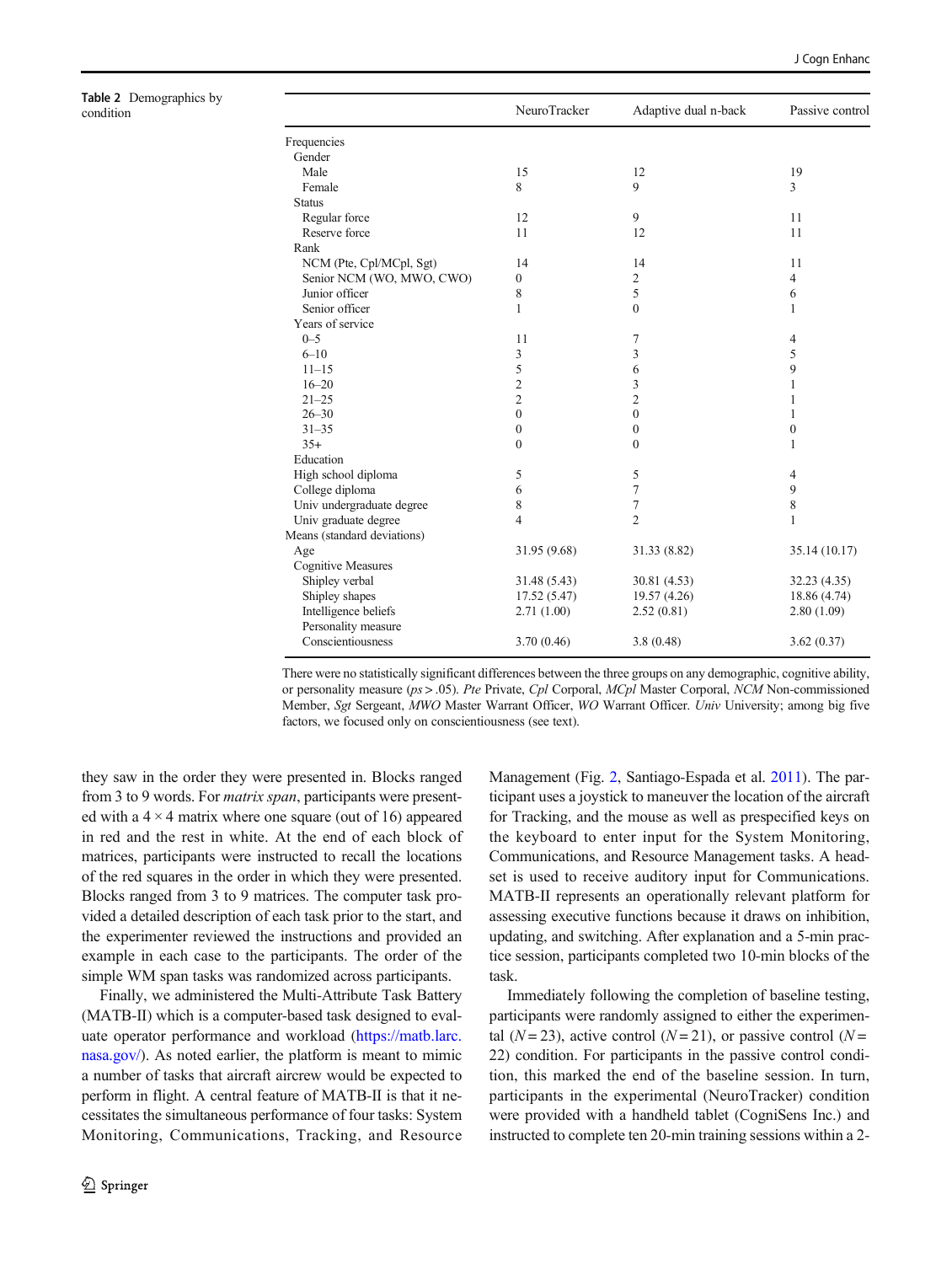**Table 2** Demographics by condition

| | NeuroTracker | Adaptive dual n-back | Passive control |
|---|---|---|---|
| Frequencies | | | |
| Gender | | | |
| Male | 15 | 12 | 19 |
| Female | 8 | 9 | 3 |
| Status | | | |
| Regular force | 12 | 9 | 11 |
| Reserve force | 11 | 12 | 11 |
| Rank | | | |
| NCM (Pte, Cpl/MCpl, Sgt) | 14 | 14 | 11 |
| Senior NCM (WO, MWO, CWO) | 0 | 2 | 4 |
| Junior officer | 8 | 5 | 6 |
| Senior officer | 1 | 0 | 1 |
| Years of service | | | |
| 0–5 | 11 | 7 | 4 |
| 6–10 | 3 | 3 | 5 |
| 11–15 | 5 | 6 | 9 |
| 16–20 | 2 | 3 | 1 |
| 21–25 | 2 | 2 | 1 |
| 26–30 | 0 | 0 | 1 |
| 31–35 | 0 | 0 | 0 |
| 35+ | 0 | 0 | 1 |
| Education | | | |
| High school diploma | 5 | 5 | 4 |
| College diploma | 6 | 7 | 9 |
| Univ undergraduate degree | 8 | 7 | 8 |
| Univ graduate degree | 4 | 2 | 1 |
| Means (standard deviations) | | | |
| Age | 31.95 (9.68) | 31.33 (8.82) | 35.14 (10.17) |
| Cognitive Measures | | | |
| Shipley verbal | 31.48 (5.43) | 30.81 (4.53) | 32.23 (4.35) |
| Shipley shapes | 17.52 (5.47) | 19.57 (4.26) | 18.86 (4.74) |
| Intelligence beliefs | 2.71 (1.00) | 2.52 (0.81) | 2.80 (1.09) |
| Personality measure | | | |
| Conscientiousness | 3.70 (0.46) | 3.8 (0.48) | 3.62 (0.37) |

There were no statistically significant differences between the three groups on any demographic, cognitive ability, or personality measure (*ps* > .05). *Pte* Private, *Cpl* Corporal, *MCpl* Master Corporal, *NCM* Non-commissioned Member, *Sgt* Sergeant, *MWO* Master Warrant Officer, *WO* Warrant Officer. *Univ* University; among big five factors, we focused only on conscientiousness (see text).

they saw in the order they were presented in. Blocks ranged from 3 to 9 words. For *matrix span*, participants were presented with a 4 × 4 matrix where one square (out of 16) appeared in red and the rest in white. At the end of each block of matrices, participants were instructed to recall the locations of the red squares in the order in which they were presented. Blocks ranged from 3 to 9 matrices. The computer task provided a detailed description of each task prior to the start, and the experimenter reviewed the instructions and provided an example in each case to the participants. The order of the simple WM span tasks was randomized across participants.

Finally, we administered the Multi-Attribute Task Battery (MATB-II) which is a computer-based task designed to evaluate operator performance and workload (https://matb.larc.nasa.gov/). As noted earlier, the platform is meant to mimic a number of tasks that aircraft aircrew would be expected to perform in flight. A central feature of MATB-II is that it necessitates the simultaneous performance of four tasks: System Monitoring, Communications, Tracking, and Resource Management (Fig. 2, Santiago-Espada et al. 2011). The participant uses a joystick to maneuver the location of the aircraft for Tracking, and the mouse as well as prespecified keys on the keyboard to enter input for the System Monitoring, Communications, and Resource Management tasks. A headset is used to receive auditory input for Communications. MATB-II represents an operationally relevant platform for assessing executive functions because it draws on inhibition, updating, and switching. After explanation and a 5-min practice session, participants completed two 10-min blocks of the task.

Immediately following the completion of baseline testing, participants were randomly assigned to either the experimental ($N = 23$), active control ($N = 21$), or passive control ($N = 22$) condition. For participants in the passive control condition, this marked the end of the baseline session. In turn, participants in the experimental (NeuroTracker) condition were provided with a handheld tablet (CogniSens Inc.) and instructed to complete ten 20-min training sessions within a 2-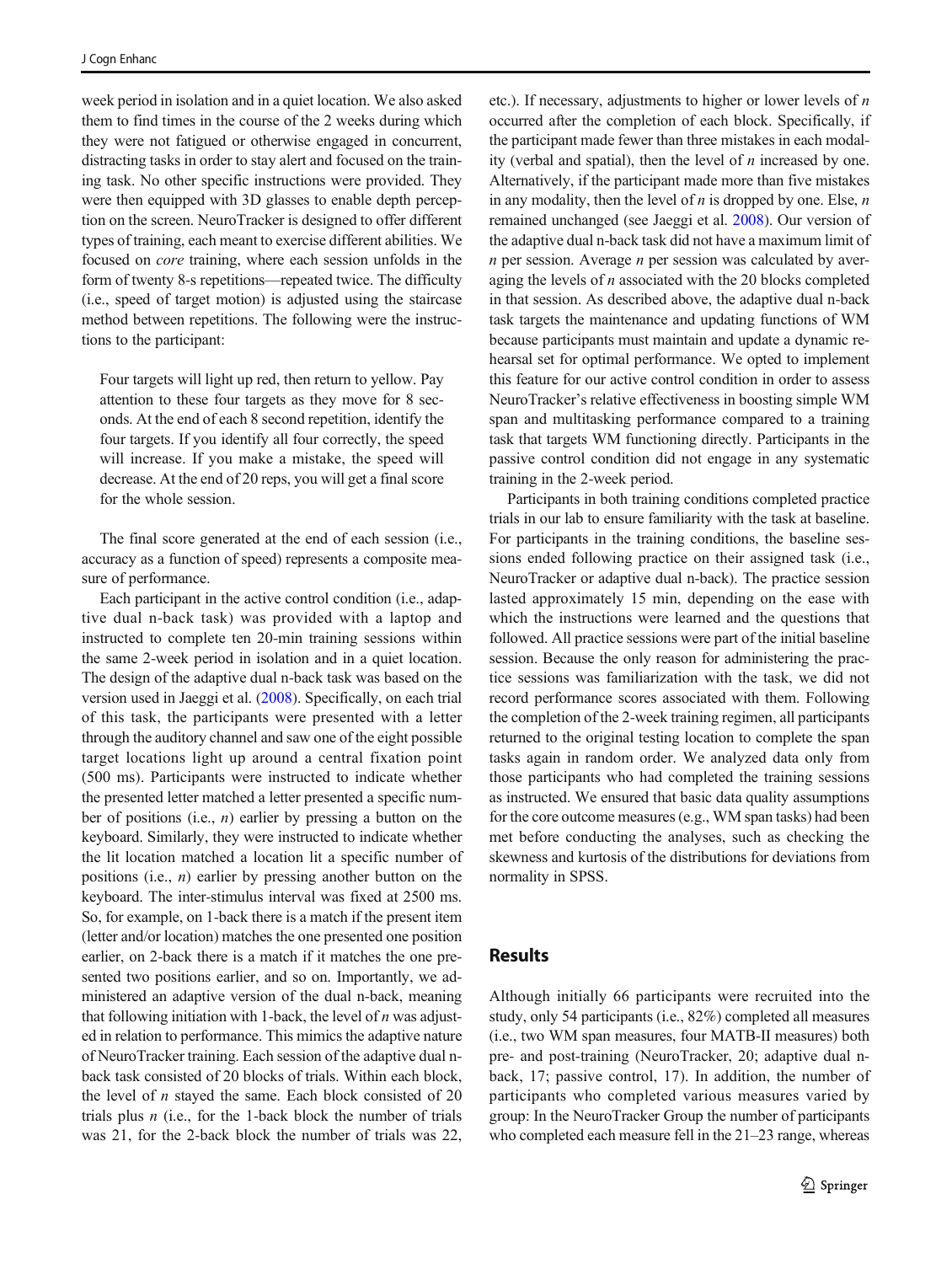week period in isolation and in a quiet location. We also asked them to find times in the course of the 2 weeks during which they were not fatigued or otherwise engaged in concurrent, distracting tasks in order to stay alert and focused on the training task. No other specific instructions were provided. They were then equipped with 3D glasses to enable depth perception on the screen. NeuroTracker is designed to offer different types of training, each meant to exercise different abilities. We focused on *core* training, where each session unfolds in the form of twenty 8-s repetitions—repeated twice. The difficulty (i.e., speed of target motion) is adjusted using the staircase method between repetitions. The following were the instructions to the participant:

> Four targets will light up red, then return to yellow. Pay attention to these four targets as they move for 8 seconds. At the end of each 8 second repetition, identify the four targets. If you identify all four correctly, the speed will increase. If you make a mistake, the speed will decrease. At the end of 20 reps, you will get a final score for the whole session.

The final score generated at the end of each session (i.e., accuracy as a function of speed) represents a composite measure of performance.

Each participant in the active control condition (i.e., adaptive dual n-back task) was provided with a laptop and instructed to complete ten 20-min training sessions within the same 2-week period in isolation and in a quiet location. The design of the adaptive dual n-back task was based on the version used in Jaeggi et al. (2008). Specifically, on each trial of this task, the participants were presented with a letter through the auditory channel and saw one of the eight possible target locations light up around a central fixation point (500 ms). Participants were instructed to indicate whether the presented letter matched a letter presented a specific number of positions (i.e., $n$) earlier by pressing a button on the keyboard. Similarly, they were instructed to indicate whether the lit location matched a location lit a specific number of positions (i.e., $n$) earlier by pressing another button on the keyboard. The inter-stimulus interval was fixed at 2500 ms. So, for example, on 1-back there is a match if the present item (letter and/or location) matches the one presented one position earlier, on 2-back there is a match if it matches the one presented two positions earlier, and so on. Importantly, we administered an adaptive version of the dual n-back, meaning that following initiation with 1-back, the level of $n$ was adjusted in relation to performance. This mimics the adaptive nature of NeuroTracker training. Each session of the adaptive dual n-back task consisted of 20 blocks of trials. Within each block, the level of $n$ stayed the same. Each block consisted of 20 trials plus $n$ (i.e., for the 1-back block the number of trials was 21, for the 2-back block the number of trials was 22, etc.). If necessary, adjustments to higher or lower levels of $n$ occurred after the completion of each block. Specifically, if the participant made fewer than three mistakes in each modality (verbal and spatial), then the level of $n$ increased by one. Alternatively, if the participant made more than five mistakes in any modality, then the level of $n$ is dropped by one. Else, $n$ remained unchanged (see Jaeggi et al. 2008). Our version of the adaptive dual n-back task did not have a maximum limit of $n$ per session. Average $n$ per session was calculated by averaging the levels of $n$ associated with the 20 blocks completed in that session. As described above, the adaptive dual n-back task targets the maintenance and updating functions of WM because participants must maintain and update a dynamic rehearsal set for optimal performance. We opted to implement this feature for our active control condition in order to assess NeuroTracker's relative effectiveness in boosting simple WM span and multitasking performance compared to a training task that targets WM functioning directly. Participants in the passive control condition did not engage in any systematic training in the 2-week period.

Participants in both training conditions completed practice trials in our lab to ensure familiarity with the task at baseline. For participants in the training conditions, the baseline sessions ended following practice on their assigned task (i.e., NeuroTracker or adaptive dual n-back). The practice session lasted approximately 15 min, depending on the ease with which the instructions were learned and the questions that followed. All practice sessions were part of the initial baseline session. Because the only reason for administering the practice sessions was familiarization with the task, we did not record performance scores associated with them. Following the completion of the 2-week training regimen, all participants returned to the original testing location to complete the span tasks again in random order. We analyzed data only from those participants who had completed the training sessions as instructed. We ensured that basic data quality assumptions for the core outcome measures (e.g., WM span tasks) had been met before conducting the analyses, such as checking the skewness and kurtosis of the distributions for deviations from normality in SPSS.

## Results

Although initially 66 participants were recruited into the study, only 54 participants (i.e., 82%) completed all measures (i.e., two WM span measures, four MATB-II measures) both pre- and post-training (NeuroTracker, 20; adaptive dual n-back, 17; passive control, 17). In addition, the number of participants who completed various measures varied by group: In the NeuroTracker Group the number of participants who completed each measure fell in the 21–23 range, whereas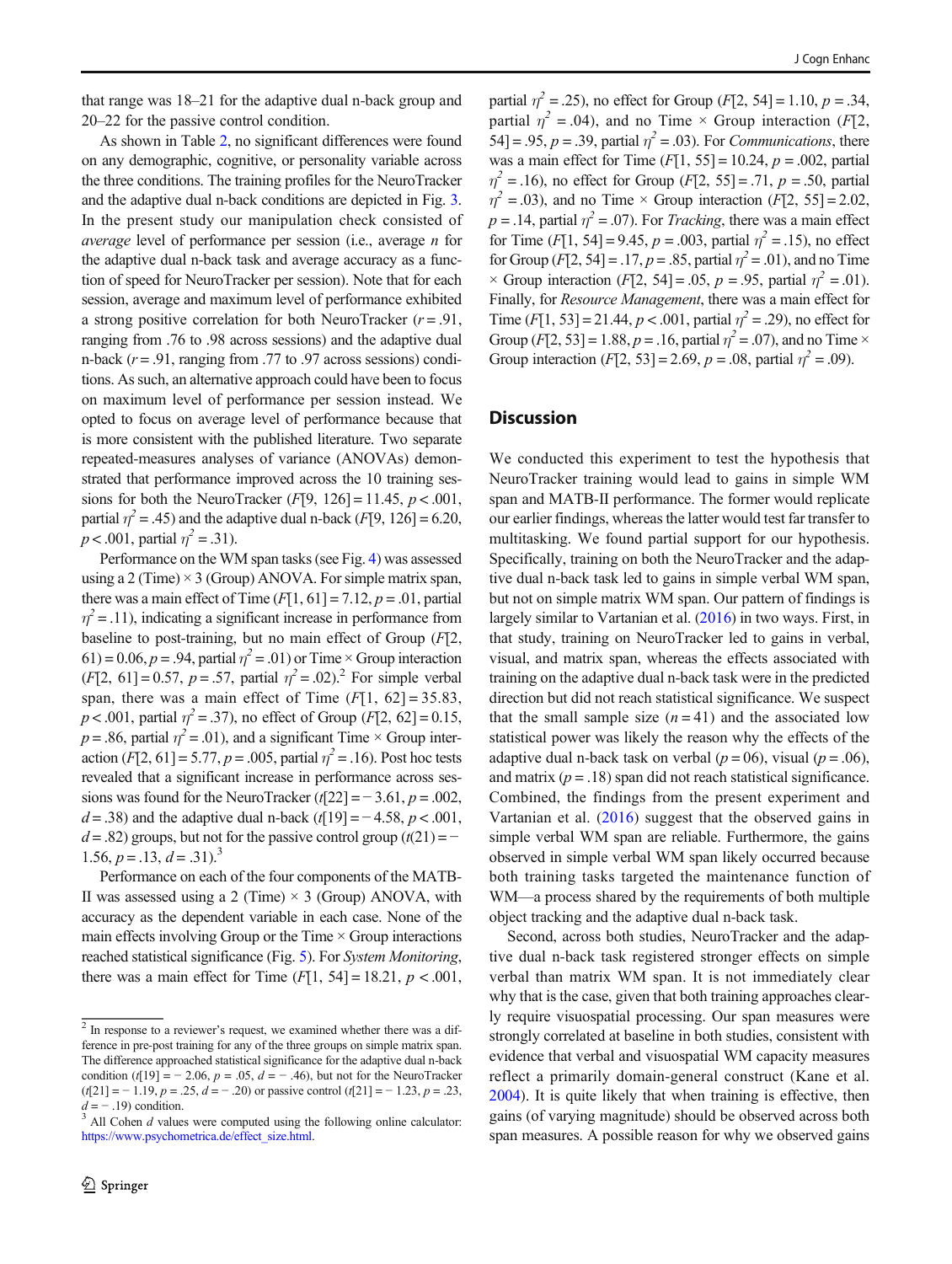that range was 18–21 for the adaptive dual n-back group and 20–22 for the passive control condition.

As shown in Table 2, no significant differences were found on any demographic, cognitive, or personality variable across the three conditions. The training profiles for the NeuroTracker and the adaptive dual n-back conditions are depicted in Fig. 3. In the present study our manipulation check consisted of *average* level of performance per session (i.e., average *n* for the adaptive dual n-back task and average accuracy as a function of speed for NeuroTracker per session). Note that for each session, average and maximum level of performance exhibited a strong positive correlation for both NeuroTracker ($r = .91$, ranging from .76 to .98 across sessions) and the adaptive dual n-back ($r = .91$, ranging from .77 to .97 across sessions) conditions. As such, an alternative approach could have been to focus on maximum level of performance per session instead. We opted to focus on average level of performance because that is more consistent with the published literature. Two separate repeated-measures analyses of variance (ANOVAs) demonstrated that performance improved across the 10 training sessions for both the NeuroTracker ($F[9, 126] = 11.45$, $p < .001$, partial $\eta^2 = .45$) and the adaptive dual n-back ($F[9, 126] = 6.20$, $p < .001$, partial $\eta^2 = .31$).

Performance on the WM span tasks (see Fig. 4) was assessed using a 2 (Time) × 3 (Group) ANOVA. For simple matrix span, there was a main effect of Time ($F[1, 61] = 7.12$, $p = .01$, partial $\eta^2 = .11$), indicating a significant increase in performance from baseline to post-training, but no main effect of Group ($F[2, 61) = 0.06$, $p = .94$, partial $\eta^2 = .01$) or Time × Group interaction ($F[2, 61] = 0.57$, $p = .57$, partial $\eta^2 = .02$).[2] For simple verbal span, there was a main effect of Time ($F[1, 62] = 35.83$, $p < .001$, partial $\eta^2 = .37$), no effect of Group ($F[2, 62] = 0.15$, $p = .86$, partial $\eta^2 = .01$), and a significant Time × Group interaction ($F[2, 61] = 5.77$, $p = .005$, partial $\eta^2 = .16$). Post hoc tests revealed that a significant increase in performance across sessions was found for the NeuroTracker ($t[22] = -3.61$, $p = .002$, $d = .38$) and the adaptive dual n-back ($t[19] = -4.58$, $p < .001$, $d = .82$) groups, but not for the passive control group ($t(21) = -1.56$, $p = .13$, $d = .31$).[3]

Performance on each of the four components of the MATB-II was assessed using a 2 (Time) × 3 (Group) ANOVA, with accuracy as the dependent variable in each case. None of the main effects involving Group or the Time × Group interactions reached statistical significance (Fig. 5). For *System Monitoring*, there was a main effect for Time ($F[1, 54] = 18.21$, $p < .001$, partial $\eta^2 = .25$), no effect for Group ($F[2, 54] = 1.10$, $p = .34$, partial $\eta^2 = .04$), and no Time × Group interaction ($F[2, 54] = .95$, $p = .39$, partial $\eta^2 = .03$). For *Communications*, there was a main effect for Time ($F[1, 55] = 10.24$, $p = .002$, partial $\eta^2 = .16$), no effect for Group ($F[2, 55] = .71$, $p = .50$, partial $\eta^2 = .03$), and no Time × Group interaction ($F[2, 55] = 2.02$, $p = .14$, partial $\eta^2 = .07$). For *Tracking*, there was a main effect for Time ($F[1, 54] = 9.45$, $p = .003$, partial $\eta^2 = .15$), no effect for Group ($F[2, 54] = .17$, $p = .85$, partial $\eta^2 = .01$), and no Time × Group interaction ($F[2, 54] = .05$, $p = .95$, partial $\eta^2 = .01$). Finally, for *Resource Management*, there was a main effect for Time ($F[1, 53] = 21.44$, $p < .001$, partial $\eta^2 = .29$), no effect for Group ($F[2, 53] = 1.88$, $p = .16$, partial $\eta^2 = .07$), and no Time × Group interaction ($F[2, 53] = 2.69$, $p = .08$, partial $\eta^2 = .09$).

## Discussion

We conducted this experiment to test the hypothesis that NeuroTracker training would lead to gains in simple WM span and MATB-II performance. The former would replicate our earlier findings, whereas the latter would test far transfer to multitasking. We found partial support for our hypothesis. Specifically, training on both the NeuroTracker and the adaptive dual n-back task led to gains in simple verbal WM span, but not on simple matrix WM span. Our pattern of findings is largely similar to Vartanian et al. (2016) in two ways. First, in that study, training on NeuroTracker led to gains in verbal, visual, and matrix span, whereas the effects associated with training on the adaptive dual n-back task were in the predicted direction but did not reach statistical significance. We suspect that the small sample size ($n = 41$) and the associated low statistical power was likely the reason why the effects of the adaptive dual n-back task on verbal ($p = 06$), visual ($p = .06$), and matrix ($p = .18$) span did not reach statistical significance. Combined, the findings from the present experiment and Vartanian et al. (2016) suggest that the observed gains in simple verbal WM span are reliable. Furthermore, the gains observed in simple verbal WM span likely occurred because both training tasks targeted the maintenance function of WM—a process shared by the requirements of both multiple object tracking and the adaptive dual n-back task.

Second, across both studies, NeuroTracker and the adaptive dual n-back task registered stronger effects on simple verbal than matrix WM span. It is not immediately clear why that is the case, given that both training approaches clearly require visuospatial processing. Our span measures were strongly correlated at baseline in both studies, consistent with evidence that verbal and visuospatial WM capacity measures reflect a primarily domain-general construct (Kane et al. 2004). It is quite likely that when training is effective, then gains (of varying magnitude) should be observed across both span measures. A possible reason for why we observed gains

[2] In response to a reviewer's request, we examined whether there was a difference in pre-post training for any of the three groups on simple matrix span. The difference approached statistical significance for the adaptive dual n-back condition ($t[19] = -2.06$, $p = .05$, $d = -.46$), but not for the NeuroTracker ($t[21] = -1.19$, $p = .25$, $d = -.20$) or passive control ($t[21] = -1.23$, $p = .23$, $d = -.19$) condition.

[3] All Cohen $d$ values were computed using the following online calculator: https://www.psychometrica.de/effect_size.html.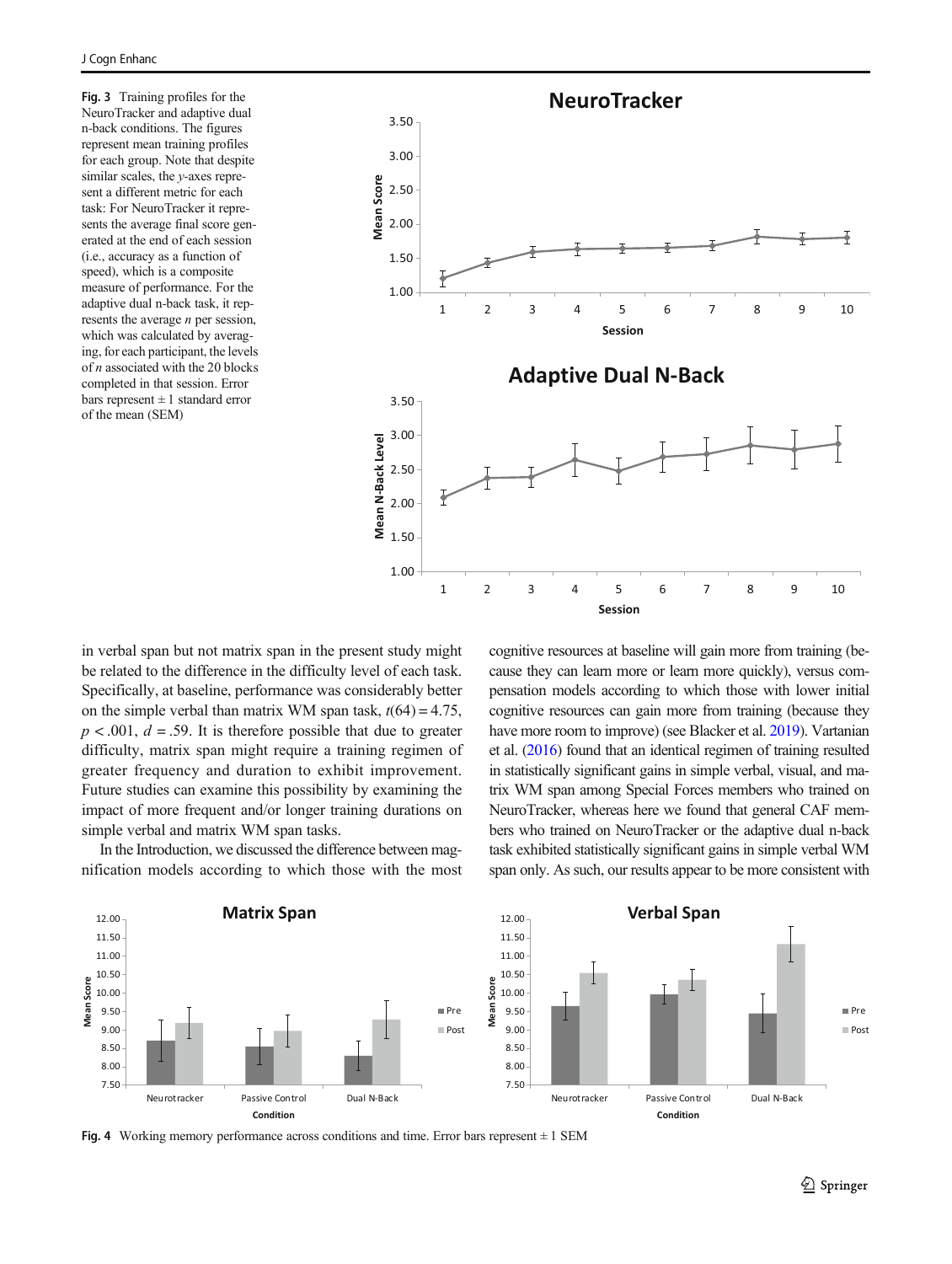Fig. 3 Training profiles for the NeuroTracker and adaptive dual n-back conditions. The figures represent mean training profiles for each group. Note that despite similar scales, the $y$-axes represent a different metric for each task: For NeuroTracker it represents the average final score generated at the end of each session (i.e., accuracy as a function of speed), which is a composite measure of performance. For the adaptive dual n-back task, it represents the average $n$ per session, which was calculated by averaging, for each participant, the levels of $n$ associated with the 20 blocks completed in that session. Error bars represent ± 1 standard error of the mean (SEM)

in verbal span but not matrix span in the present study might be related to the difference in the difficulty level of each task. Specifically, at baseline, performance was considerably better on the simple verbal than matrix WM span task, $t(64) = 4.75$, $p < .001$, $d = .59$. It is therefore possible that due to greater difficulty, matrix span might require a training regimen of greater frequency and duration to exhibit improvement. Future studies can examine this possibility by examining the impact of more frequent and/or longer training durations on simple verbal and matrix WM span tasks.

In the Introduction, we discussed the difference between magnification models according to which those with the most cognitive resources at baseline will gain more from training (because they can learn more or learn more quickly), versus compensation models according to which those with lower initial cognitive resources can gain more from training (because they have more room to improve) (see Blacker et al. 2019). Vartanian et al. (2016) found that an identical regimen of training resulted in statistically significant gains in simple verbal, visual, and matrix WM span among Special Forces members who trained on NeuroTracker, whereas here we found that general CAF members who trained on NeuroTracker or the adaptive dual n-back task exhibited statistically significant gains in simple verbal WM span only. As such, our results appear to be more consistent with

Fig. 4 Working memory performance across conditions and time. Error bars represent ± 1 SEM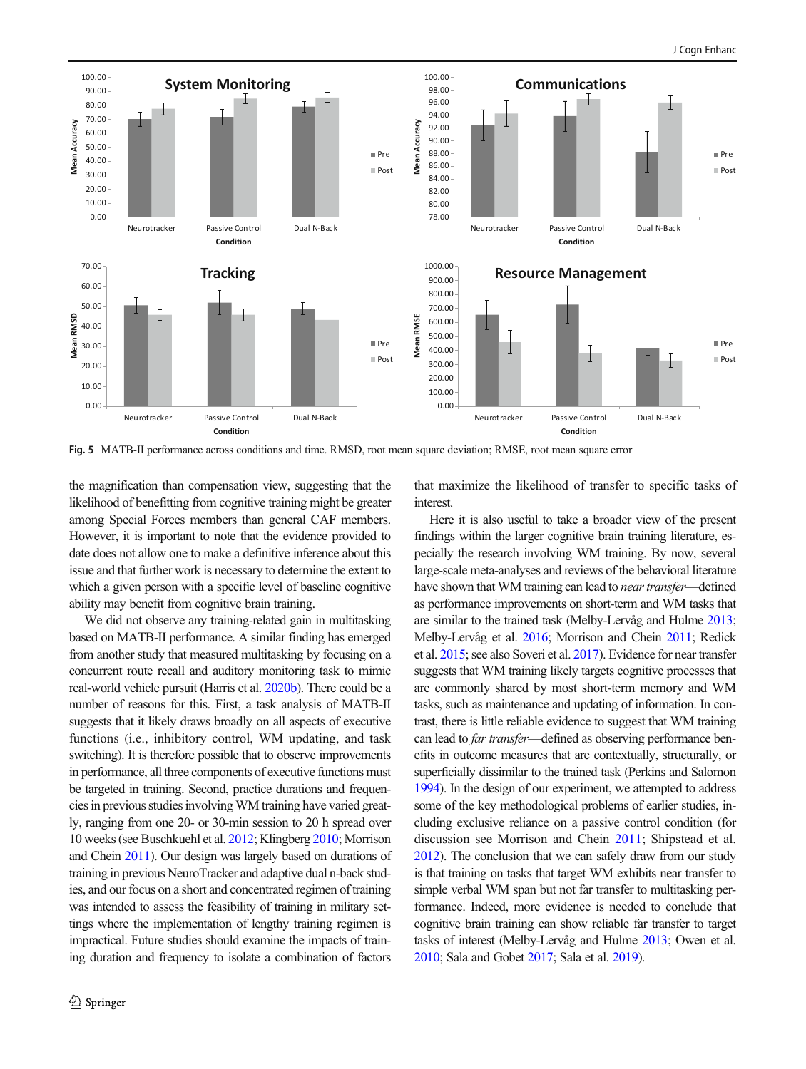Fig. 5 MATB-II performance across conditions and time. RMSD, root mean square deviation; RMSE, root mean square error

the magnification than compensation view, suggesting that the likelihood of benefitting from cognitive training might be greater among Special Forces members than general CAF members. However, it is important to note that the evidence provided to date does not allow one to make a definitive inference about this issue and that further work is necessary to determine the extent to which a given person with a specific level of baseline cognitive ability may benefit from cognitive brain training.

We did not observe any training-related gain in multitasking based on MATB-II performance. A similar finding has emerged from another study that measured multitasking by focusing on a concurrent route recall and auditory monitoring task to mimic real-world vehicle pursuit (Harris et al. 2020b). There could be a number of reasons for this. First, a task analysis of MATB-II suggests that it likely draws broadly on all aspects of executive functions (i.e., inhibitory control, WM updating, and task switching). It is therefore possible that to observe improvements in performance, all three components of executive functions must be targeted in training. Second, practice durations and frequencies in previous studies involving WM training have varied greatly, ranging from one 20- or 30-min session to 20 h spread over 10 weeks (see Buschkuehl et al. 2012; Klingberg 2010; Morrison and Chein 2011). Our design was largely based on durations of training in previous NeuroTracker and adaptive dual n-back studies, and our focus on a short and concentrated regimen of training was intended to assess the feasibility of training in military settings where the implementation of lengthy training regimen is impractical. Future studies should examine the impacts of training duration and frequency to isolate a combination of factors that maximize the likelihood of transfer to specific tasks of interest.

Here it is also useful to take a broader view of the present findings within the larger cognitive brain training literature, especially the research involving WM training. By now, several large-scale meta-analyses and reviews of the behavioral literature have shown that WM training can lead to *near transfer*—defined as performance improvements on short-term and WM tasks that are similar to the trained task (Melby-Lervåg and Hulme 2013; Melby-Lervåg et al. 2016; Morrison and Chein 2011; Redick et al. 2015; see also Soveri et al. 2017). Evidence for near transfer suggests that WM training likely targets cognitive processes that are commonly shared by most short-term memory and WM tasks, such as maintenance and updating of information. In contrast, there is little reliable evidence to suggest that WM training can lead to *far transfer*—defined as observing performance benefits in outcome measures that are contextually, structurally, or superficially dissimilar to the trained task (Perkins and Salomon 1994). In the design of our experiment, we attempted to address some of the key methodological problems of earlier studies, including exclusive reliance on a passive control condition (for discussion see Morrison and Chein 2011; Shipstead et al. 2012). The conclusion that we can safely draw from our study is that training on tasks that target WM exhibits near transfer to simple verbal WM span but not far transfer to multitasking performance. Indeed, more evidence is needed to conclude that cognitive brain training can show reliable far transfer to target tasks of interest (Melby-Lervåg and Hulme 2013; Owen et al. 2010; Sala and Gobet 2017; Sala et al. 2019).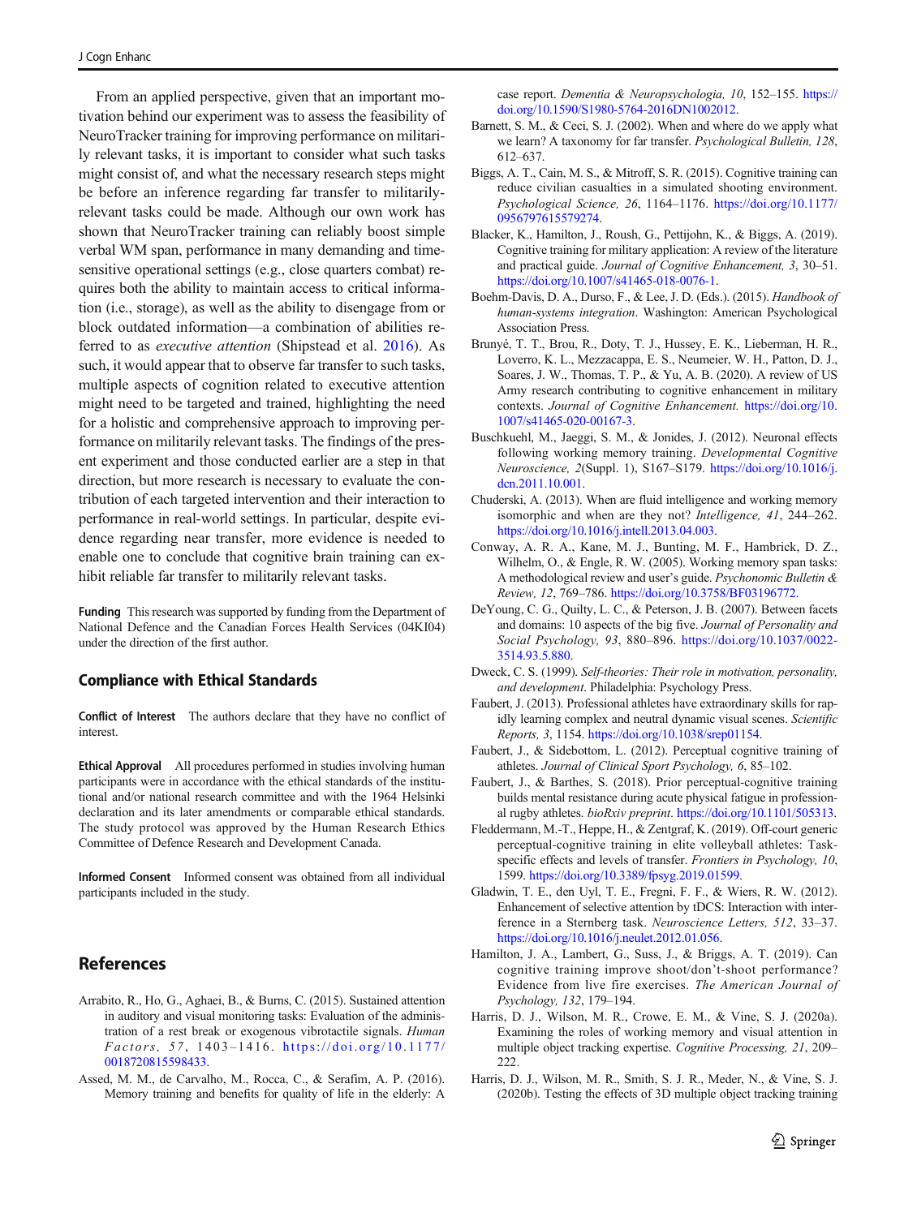From an applied perspective, given that an important motivation behind our experiment was to assess the feasibility of NeuroTracker training for improving performance on militarily relevant tasks, it is important to consider what such tasks might consist of, and what the necessary research steps might be before an inference regarding far transfer to militarily-relevant tasks could be made. Although our own work has shown that NeuroTracker training can reliably boost simple verbal WM span, performance in many demanding and time-sensitive operational settings (e.g., close quarters combat) requires both the ability to maintain access to critical information (i.e., storage), as well as the ability to disengage from or block outdated information—a combination of abilities referred to as *executive attention* (Shipstead et al. 2016). As such, it would appear that to observe far transfer to such tasks, multiple aspects of cognition related to executive attention might need to be targeted and trained, highlighting the need for a holistic and comprehensive approach to improving performance on militarily relevant tasks. The findings of the present experiment and those conducted earlier are a step in that direction, but more research is necessary to evaluate the contribution of each targeted intervention and their interaction to performance in real-world settings. In particular, despite evidence regarding near transfer, more evidence is needed to enable one to conclude that cognitive brain training can exhibit reliable far transfer to militarily relevant tasks.

**Funding** This research was supported by funding from the Department of National Defence and the Canadian Forces Health Services (04KI04) under the direction of the first author.

## Compliance with Ethical Standards

**Conflict of Interest** The authors declare that they have no conflict of interest.

**Ethical Approval** All procedures performed in studies involving human participants were in accordance with the ethical standards of the institutional and/or national research committee and with the 1964 Helsinki declaration and its later amendments or comparable ethical standards. The study protocol was approved by the Human Research Ethics Committee of Defence Research and Development Canada.

**Informed Consent** Informed consent was obtained from all individual participants included in the study.

## References

Arrabito, R., Ho, G., Aghaei, B., & Burns, C. (2015). Sustained attention in auditory and visual monitoring tasks: Evaluation of the administration of a rest break or exogenous vibrotactile signals. *Human Factors, 57*, 1403–1416. https://doi.org/10.1177/0018720815598433.

Assed, M. M., de Carvalho, M., Rocca, C., & Serafim, A. P. (2016). Memory training and benefits for quality of life in the elderly: A case report. *Dementia & Neuropsychologia, 10*, 152–155. https://doi.org/10.1590/S1980-5764-2016DN1002012.

Barnett, S. M., & Ceci, S. J. (2002). When and where do we apply what we learn? A taxonomy for far transfer. *Psychological Bulletin, 128*, 612–637.

Biggs, A. T., Cain, M. S., & Mitroff, S. R. (2015). Cognitive training can reduce civilian casualties in a simulated shooting environment. *Psychological Science, 26*, 1164–1176. https://doi.org/10.1177/0956797615579274.

Blacker, K., Hamilton, J., Roush, G., Pettijohn, K., & Biggs, A. (2019). Cognitive training for military application: A review of the literature and practical guide. *Journal of Cognitive Enhancement, 3*, 30–51. https://doi.org/10.1007/s41465-018-0076-1.

Boehm-Davis, D. A., Durso, F., & Lee, J. D. (Eds.). (2015). *Handbook of human-systems integration*. Washington: American Psychological Association Press.

Brunyé, T. T., Brou, R., Doty, T. J., Hussey, E. K., Lieberman, H. R., Loverro, K. L., Mezzacappa, E. S., Neumeier, W. H., Patton, D. J., Soares, J. W., Thomas, T. P., & Yu, A. B. (2020). A review of US Army research contributing to cognitive enhancement in military contexts. *Journal of Cognitive Enhancement.* https://doi.org/10.1007/s41465-020-00167-3.

Buschkuehl, M., Jaeggi, S. M., & Jonides, J. (2012). Neuronal effects following working memory training. *Developmental Cognitive Neuroscience, 2*(Suppl. 1), S167–S179. https://doi.org/10.1016/j.dcn.2011.10.001.

Chuderski, A. (2013). When are fluid intelligence and working memory isomorphic and when are they not? *Intelligence, 41*, 244–262. https://doi.org/10.1016/j.intell.2013.04.003.

Conway, A. R. A., Kane, M. J., Bunting, M. F., Hambrick, D. Z., Wilhelm, O., & Engle, R. W. (2005). Working memory span tasks: A methodological review and user's guide. *Psychonomic Bulletin & Review, 12*, 769–786. https://doi.org/10.3758/BF03196772.

DeYoung, C. G., Quilty, L. C., & Peterson, J. B. (2007). Between facets and domains: 10 aspects of the big five. *Journal of Personality and Social Psychology, 93*, 880–896. https://doi.org/10.1037/0022-3514.93.5.880.

Dweck, C. S. (1999). *Self-theories: Their role in motivation, personality, and development*. Philadelphia: Psychology Press.

Faubert, J. (2013). Professional athletes have extraordinary skills for rapidly learning complex and neutral dynamic visual scenes. *Scientific Reports, 3*, 1154. https://doi.org/10.1038/srep01154.

Faubert, J., & Sidebottom, L. (2012). Perceptual cognitive training of athletes. *Journal of Clinical Sport Psychology, 6*, 85–102.

Faubert, J., & Barthes, S. (2018). Prior perceptual-cognitive training builds mental resistance during acute physical fatigue in professional rugby athletes. *bioRxiv preprint*. https://doi.org/10.1101/505313.

Fleddermann, M.-T., Heppe, H., & Zentgraf, K. (2019). Off-court generic perceptual-cognitive training in elite volleyball athletes: Task-specific effects and levels of transfer. *Frontiers in Psychology, 10*, 1599. https://doi.org/10.3389/fpsyg.2019.01599.

Gladwin, T. E., den Uyl, T. E., Fregni, F. F., & Wiers, R. W. (2012). Enhancement of selective attention by tDCS: Interaction with interference in a Sternberg task. *Neuroscience Letters, 512*, 33–37. https://doi.org/10.1016/j.neulet.2012.01.056.

Hamilton, J. A., Lambert, G., Suss, J., & Briggs, A. T. (2019). Can cognitive training improve shoot/don't-shoot performance? Evidence from live fire exercises. *The American Journal of Psychology, 132*, 179–194.

Harris, D. J., Wilson, M. R., Crowe, E. M., & Vine, S. J. (2020a). Examining the roles of working memory and visual attention in multiple object tracking expertise. *Cognitive Processing, 21*, 209–222.

Harris, D. J., Wilson, M. R., Smith, S. J. R., Meder, N., & Vine, S. J. (2020b). Testing the effects of 3D multiple object tracking training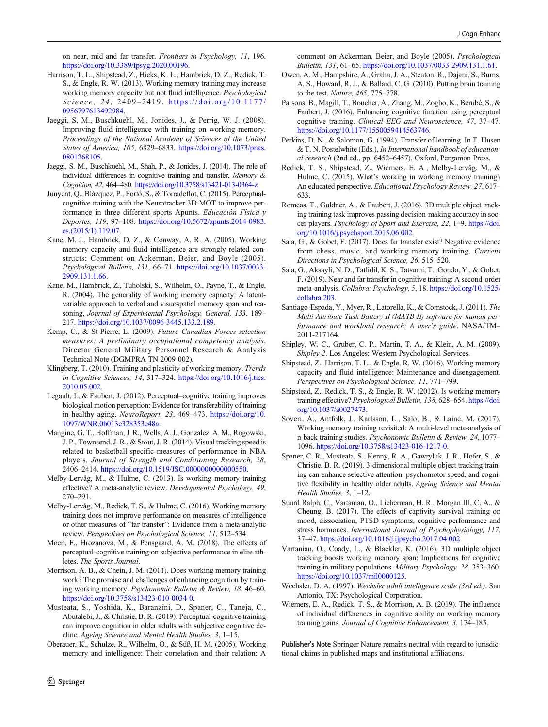on near, mid and far transfer. *Frontiers in Psychology, 11*, 196. https://doi.org/10.3389/fpsyg.2020.00196.

Harrison, T. L., Shipstead, Z., Hicks, K. L., Hambrick, D. Z., Redick, T. S., & Engle, R. W. (2013). Working memory training may increase working memory capacity but not fluid intelligence. *Psychological Science, 24*, 2409–2419. https://doi.org/10.1177/0956797613492984.

Jaeggi, S. M., Buschkuehl, M., Jonides, J., & Perrig, W. J. (2008). Improving fluid intelligence with training on working memory. *Proceedings of the National Academy of Sciences of the United States of America, 105*, 6829–6833. https://doi.org/10.1073/pnas.0801268105.

Jaeggi, S. M., Buschkuehl, M., Shah, P., & Jonides, J. (2014). The role of individual differences in cognitive training and transfer. *Memory & Cognition, 42*, 464–480. https://doi.org/10.3758/s13421-013-0364-z.

Junyent, Q., Blázquez, P., Fortó, S., & Torradeflot, C. (2015). Perceptual-cognitive training with the Neurotracker 3D-MOT to improve performance in three different sports Apunts. *Educación Física y Deportes, 119*, 97–108. https://doi.org/10.5672/apunts.2014-0983.es.(2015/1).119.07.

Kane, M. J., Hambrick, D. Z., & Conway, A. R. A. (2005). Working memory capacity and fluid intelligence are strongly related constructs: Comment on Ackerman, Beier, and Boyle (2005). *Psychological Bulletin, 131*, 66–71. https://doi.org/10.1037/0033-2909.131.1.66.

Kane, M., Hambrick, Z., Tuholski, S., Wilhelm, O., Payne, T., & Engle, R. (2004). The generality of working memory capacity: A latent-variable approach to verbal and visuospatial memory span and reasoning. *Journal of Experimental Psychology. General, 133*, 189–217. https://doi.org/10.1037/0096-3445.133.2.189.

Kemp, C., & St-Pierre, L. (2009). *Future Canadian Forces selection measures: A preliminary occupational competency analysis*. Director General Military Personnel Research & Analysis Technical Note (DGMPRA TN 2009-002).

Klingberg, T. (2010). Training and plasticity of working memory. *Trends in Cognitive Sciences, 14*, 317–324. https://doi.org/10.1016/j.tics.2010.05.002.

Legault, I., & Faubert, J. (2012). Perceptual–cognitive training improves biological motion perception: Evidence for transferability of training in healthy aging. *NeuroReport, 23*, 469–473. https://doi.org/10.1097/WNR.0b013e328353e48a.

Mangine, G. T., Hoffman, J. R., Wells, A. J., Gonzalez, A. M., Rogowski, J. P., Townsend, J. R., & Stout, J. R. (2014). Visual tracking speed is related to basketball-specific measures of performance in NBA players. *Journal of Strength and Conditioning Research, 28*, 2406–2414. https://doi.org/10.1519/JSC.0000000000000550.

Melby-Lervåg, M., & Hulme, C. (2013). Is working memory training effective? A meta-analytic review. *Developmental Psychology, 49*, 270–291.

Melby-Lervåg, M., Redick, T. S., & Hulme, C. (2016). Working memory training does not improve performance on measures of intelligence or other measures of "far transfer": Evidence from a meta-analytic review. *Perspectives on Psychological Science, 11*, 512–534.

Moen, F., Hrozanova, M., & Pensgaard, A. M. (2018). The effects of perceptual-cognitive training on subjective performance in elite athletes. *The Sports Journal*.

Morrison, A. B., & Chein, J. M. (2011). Does working memory training work? The promise and challenges of enhancing cognition by training working memory. *Psychonomic Bulletin & Review, 18*, 46–60. https://doi.org/10.3758/s13423-010-0034-0.

Musteata, S., Yoshida, K., Baranzini, D., Spaner, C., Taneja, C., Abutalebi, J., & Christie, B. R. (2019). Perceptual-cognitive training can improve cognition in older adults with subjective cognitive decline. *Ageing Science and Mental Health Studies, 3*, 1–15.

Oberauer, K., Schulze, R., Wilhelm, O., & Süß, H. M. (2005). Working memory and intelligence: Their correlation and their relation: A comment on Ackerman, Beier, and Boyle (2005). *Psychological Bulletin, 131*, 61–65. https://doi.org/10.1037/0033-2909.131.1.61.

Owen, A. M., Hampshire, A., Grahn, J. A., Stenton, R., Dajani, S., Burns, A. S., Howard, R. J., & Ballard, C. G. (2010). Putting brain training to the test. *Nature, 465*, 775–778.

Parsons, B., Magill, T., Boucher, A., Zhang, M., Zogbo, K., Bérubé, S., & Faubert, J. (2016). Enhancing cognitive function using perceptual cognitive training. *Clinical EEG and Neuroscience, 47*, 37–47. https://doi.org/10.1177/1550059414563746.

Perkins, D. N., & Salomon, G. (1994). Transfer of learning. In T. Husen & T. N. Postelwhite (Eds.), *In International handbook of educational research* (2nd ed., pp. 6452–6457). Oxford, Pergamon Press.

Redick, T. S., Shipstead, Z., Wiemers, E. A., Melby-Lervåg, M., & Hulme, C. (2015). What's working in working memory training? An educated perspective. *Educational Psychology Review, 27*, 617–633.

Romeas, T., Guldner, A., & Faubert, J. (2016). 3D multiple object tracking training task improves passing decision-making accuracy in soccer players. *Psychology of Sport and Exercise, 22*, 1–9. https://doi.org/10.1016/j.psychsport.2015.06.002.

Sala, G., & Gobet, F. (2017). Does far transfer exist? Negative evidence from chess, music, and working memory training. *Current Directions in Psychological Science, 26*, 515–520.

Sala, G., Aksayli, N. D., Tatlidil, K. S., Tatsumi, T., Gondo, Y., & Gobet, F. (2019). Near and far transfer in cognitive training: A second-order meta-analysis. *Collabra: Psychology, 5*, 18. https://doi.org/10.1525/collabra.203.

Santiago-Espada, Y., Myer, R., Latorella, K., & Comstock, J. (2011). *The Multi-Attribute Task Battery II (MATB-II) software for human performance and workload research: A user's guide*. NASA/TM–2011-217164.

Shipley, W. C., Gruber, C. P., Martin, T. A., & Klein, A. M. (2009). *Shipley-2*. Los Angeles: Western Psychological Services.

Shipstead, Z., Harrison, T. L., & Engle, R. W. (2016). Working memory capacity and fluid intelligence: Maintenance and disengagement. *Perspectives on Psychological Science, 11*, 771–799.

Shipstead, Z., Redick, T. S., & Engle, R. W. (2012). Is working memory training effective? *Psychological Bulletin, 138*, 628–654. https://doi.org/10.1037/a0027473.

Soveri, A., Antfolk, J., Karlsson, L., Salo, B., & Laine, M. (2017). Working memory training revisited: A multi-level meta-analysis of n-back training studies. *Psychonomic Bulletin & Review, 24*, 1077–1096. https://doi.org/10.3758/s13423-016-1217-0.

Spaner, C. R., Musteata, S., Kenny, R. A., Gawryluk, J. R., Hofer, S., & Christie, B. R. (2019). 3-dimensional multiple object tracking training can enhance selective attention, psychomotor speed, and cognitive flexibility in healthy older adults. *Ageing Science and Mental Health Studies, 3*, 1–12.

Suurd Ralph, C., Vartanian, O., Lieberman, H. R., Morgan III, C. A., & Cheung, B. (2017). The effects of captivity survival training on mood, dissociation, PTSD symptoms, cognitive performance and stress hormones. *International Journal of Psychophysiology, 117*, 37–47. https://doi.org/10.1016/j.ijpsycho.2017.04.002.

Vartanian, O., Coady, L., & Blackler, K. (2016). 3D multiple object tracking boosts working memory span: Implications for cognitive training in military populations. *Military Psychology, 28*, 353–360. https://doi.org/10.1037/mil0000125.

Wechsler, D. A. (1997). *Wechsler adult intelligence scale (3rd ed.)*. San Antonio, TX: Psychological Corporation.

Wiemers, E. A., Redick, T. S., & Morrison, A. B. (2019). The influence of individual differences in cognitive ability on working memory training gains. *Journal of Cognitive Enhancement, 3*, 174–185.

**Publisher's Note** Springer Nature remains neutral with regard to jurisdictional claims in published maps and institutional affiliations.